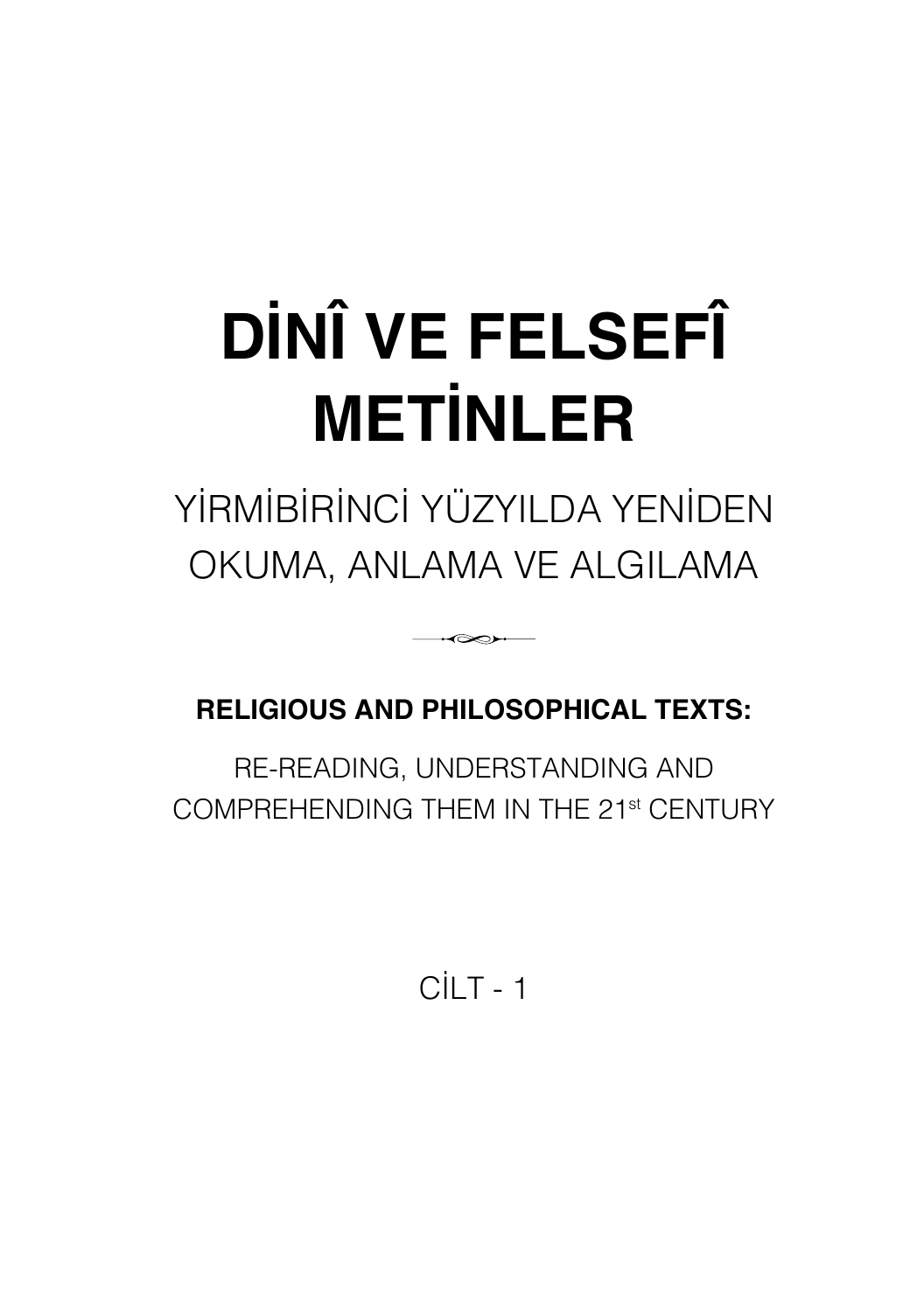# DİNÎ VE FELSEFÎ METİNLER

## YİRMİBİRİNCİ YÜZYILDA YENİDEN OKUMA, ANLAMA VE ALGILAMA

**RELIGIOUS AND PHILOSOPHICAL TEXTS:**

RE-READING, UNDERSTANDING AND COMPREHENDING THEM IN THE 21st CENTURY

CİLT - 1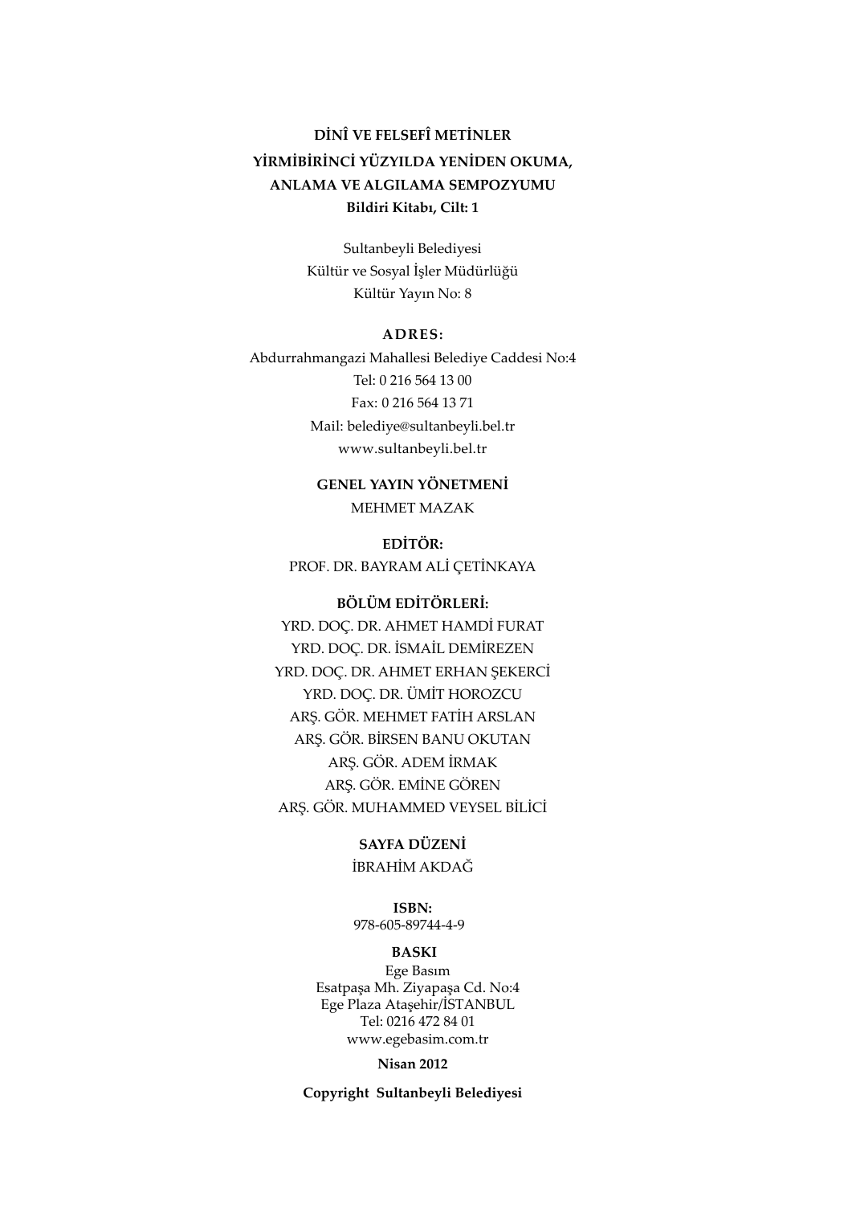**DİNÎ VE FELSEFÎ METİNLER**

**YİRMİBİRİNCİ YÜZYILDA YENİDEN OKUMA,**

**ANLAMA VE ALGILAMA SEMPOZYUMU**

**Bildiri Kitabı, Cilt: 1**

Sultanbeyli Belediyesi
Kültür ve Sosyal İşler Müdürlüğü
Kültür Yayın No: 8

**ADRES:**

Abdurrahmangazi Mahallesi Belediye Caddesi No:4
Tel: 0 216 564 13 00
Fax: 0 216 564 13 71
Mail: belediye@sultanbeyli.bel.tr
www.sultanbeyli.bel.tr

**GENEL YAYIN YÖNETMENİ**

MEHMET MAZAK

**EDİTÖR:**

PROF. DR. BAYRAM ALİ ÇETİNKAYA

**BÖLÜM EDİTÖRLERİ:**

YRD. DOÇ. DR. AHMET HAMDİ FURAT
YRD. DOÇ. DR. İSMAİL DEMİREZEN
YRD. DOÇ. DR. AHMET ERHAN ŞEKERCİ
YRD. DOÇ. DR. ÜMİT HOROZCU
ARŞ. GÖR. MEHMET FATİH ARSLAN
ARŞ. GÖR. BİRSEN BANU OKUTAN
ARŞ. GÖR. ADEM İRMAK
ARŞ. GÖR. EMİNE GÖREN
ARŞ. GÖR. MUHAMMED VEYSEL BİLİCİ

**SAYFA DÜZENİ**

İBRAHİM AKDAĞ

**ISBN:**

978-605-89744-4-9

**BASKI**

Ege Basım
Esatpaşa Mh. Ziyapaşa Cd. No:4
Ege Plaza Ataşehir/İSTANBUL
Tel: 0216 472 84 01
www.egebasim.com.tr

**Nisan 2012**

**Copyright Sultanbeyli Belediyesi**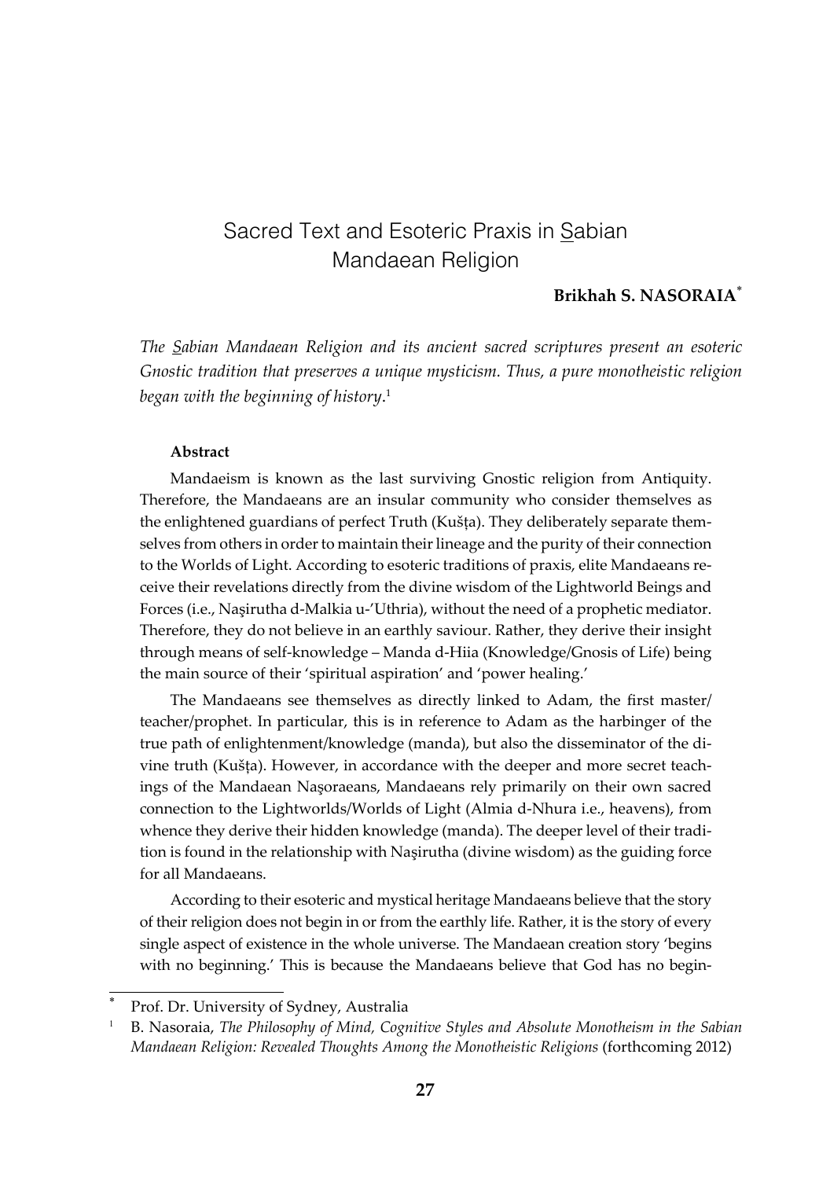# Sacred Text and Esoteric Praxis in S̲abian Mandaean Religion

**Brikhah S. NASORAIA**[*]

*The S̲abian Mandaean Religion and its ancient sacred scriptures present an esoteric Gnostic tradition that preserves a unique mysticism. Thus, a pure monotheistic religion began with the beginning of history*.[1]

### Abstract

Mandaeism is known as the last surviving Gnostic religion from Antiquity. Therefore, the Mandaeans are an insular community who consider themselves as the enlightened guardians of perfect Truth (Kušṭa). They deliberately separate themselves from others in order to maintain their lineage and the purity of their connection to the Worlds of Light. According to esoteric traditions of praxis, elite Mandaeans receive their revelations directly from the divine wisdom of the Lightworld Beings and Forces (i.e., Naşirutha d-Malkia u-'Uthria), without the need of a prophetic mediator. Therefore, they do not believe in an earthly saviour. Rather, they derive their insight through means of self-knowledge – Manda d-Hiia (Knowledge/Gnosis of Life) being the main source of their 'spiritual aspiration' and 'power healing.'

The Mandaeans see themselves as directly linked to Adam, the first master/teacher/prophet. In particular, this is in reference to Adam as the harbinger of the true path of enlightenment/knowledge (manda), but also the disseminator of the divine truth (Kušṭa). However, in accordance with the deeper and more secret teachings of the Mandaean Naşoraeans, Mandaeans rely primarily on their own sacred connection to the Lightworlds/Worlds of Light (Almia d-Nhura i.e., heavens), from whence they derive their hidden knowledge (manda). The deeper level of their tradition is found in the relationship with Naşirutha (divine wisdom) as the guiding force for all Mandaeans.

According to their esoteric and mystical heritage Mandaeans believe that the story of their religion does not begin in or from the earthly life. Rather, it is the story of every single aspect of existence in the whole universe. The Mandaean creation story 'begins with no beginning.' This is because the Mandaeans believe that God has no begin-

[*] Prof. Dr. University of Sydney, Australia

[1] B. Nasoraia, *The Philosophy of Mind, Cognitive Styles and Absolute Monotheism in the Sabian Mandaean Religion: Revealed Thoughts Among the Monotheistic Religions* (forthcoming 2012)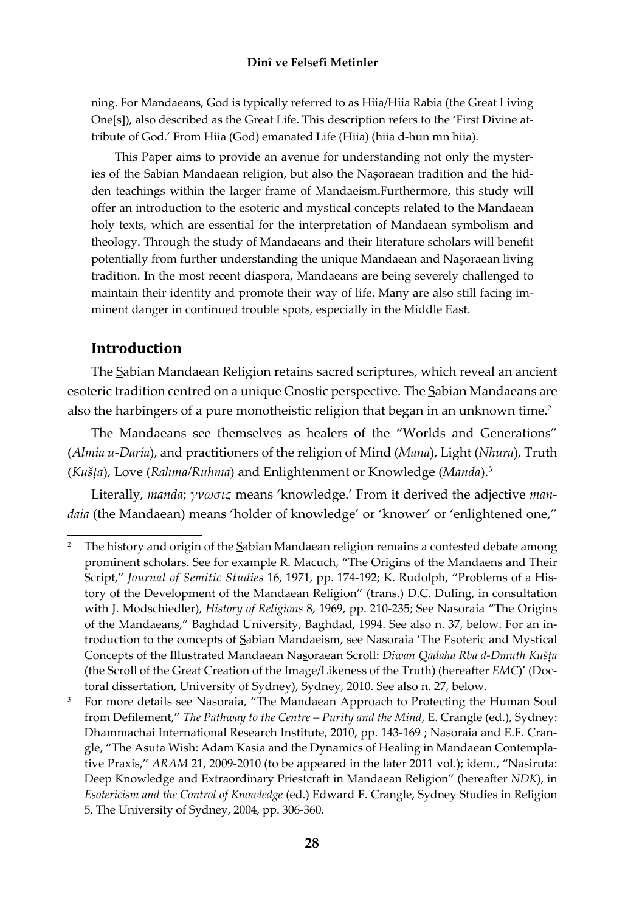ning. For Mandaeans, God is typically referred to as Hiia/Hiia Rabia (the Great Living One[s]), also described as the Great Life. This description refers to the 'First Divine attribute of God.' From Hiia (God) emanated Life (Hiia) (hiia d-hun mn hiia).

This Paper aims to provide an avenue for understanding not only the mysteries of the Sabian Mandaean religion, but also the Naşoraean tradition and the hidden teachings within the larger frame of Mandaeism.Furthermore, this study will offer an introduction to the esoteric and mystical concepts related to the Mandaean holy texts, which are essential for the interpretation of Mandaean symbolism and theology. Through the study of Mandaeans and their literature scholars will benefit potentially from further understanding the unique Mandaean and Naşoraean living tradition. In the most recent diaspora, Mandaeans are being severely challenged to maintain their identity and promote their way of life. Many are also still facing imminent danger in continued trouble spots, especially in the Middle East.

## Introduction

The S̲abian Mandaean Religion retains sacred scriptures, which reveal an ancient esoteric tradition centred on a unique Gnostic perspective. The S̲abian Mandaeans are also the harbingers of a pure monotheistic religion that began in an unknown time.[2]

The Mandaeans see themselves as healers of the "Worlds and Generations" (*Almia u-Daria*), and practitioners of the religion of Mind (*Mana*), Light (*Nhura*), Truth (*Kušṭa*), Love (*Rahma/Ruhma*) and Enlightenment or Knowledge (*Manda*).[3]

Literally, *manda*; *γνωσις* means 'knowledge.' From it derived the adjective *mandaia* (the Mandaean) means 'holder of knowledge' or 'knower' or 'enlightened one,"

---

[2] The history and origin of the S̲abian Mandaean religion remains a contested debate among prominent scholars. See for example R. Macuch, "The Origins of the Mandaens and Their Script," *Journal of Semitic Studies* 16, 1971, pp. 174-192; K. Rudolph, "Problems of a History of the Development of the Mandaean Religion" (trans.) D.C. Duling, in consultation with J. Modschiedler), *History of Religions* 8, 1969, pp. 210-235; See Nasoraia "The Origins of the Mandaeans," Baghdad University, Baghdad, 1994. See also n. 37, below. For an introduction to the concepts of S̲abian Mandaeism, see Nasoraia 'The Esoteric and Mystical Concepts of the Illustrated Mandaean Nas̲oraean Scroll: *Diwan Qadaha Rba d-Dmuth Kušṭa* (the Scroll of the Great Creation of the Image/Likeness of the Truth) (hereafter *EMC*)' (Doctoral dissertation, University of Sydney), Sydney, 2010. See also n. 27, below.

[3] For more details see Nasoraia, "The Mandaean Approach to Protecting the Human Soul from Defilement," *The Pathway to the Centre – Purity and the Mind*, E. Crangle (ed.), Sydney: Dhammachai International Research Institute, 2010, pp. 143-169 ; Nasoraia and E.F. Crangle, "The Asuta Wish: Adam Kasia and the Dynamics of Healing in Mandaean Contemplative Praxis," *ARAM* 21, 2009-2010 (to be appeared in the later 2011 vol.); idem., "Nas̲iruta: Deep Knowledge and Extraordinary Priestcraft in Mandaean Religion" (hereafter *NDK*), in *Esotericism and the Control of Knowledge* (ed.) Edward F. Crangle, Sydney Studies in Religion 5, The University of Sydney, 2004, pp. 306-360.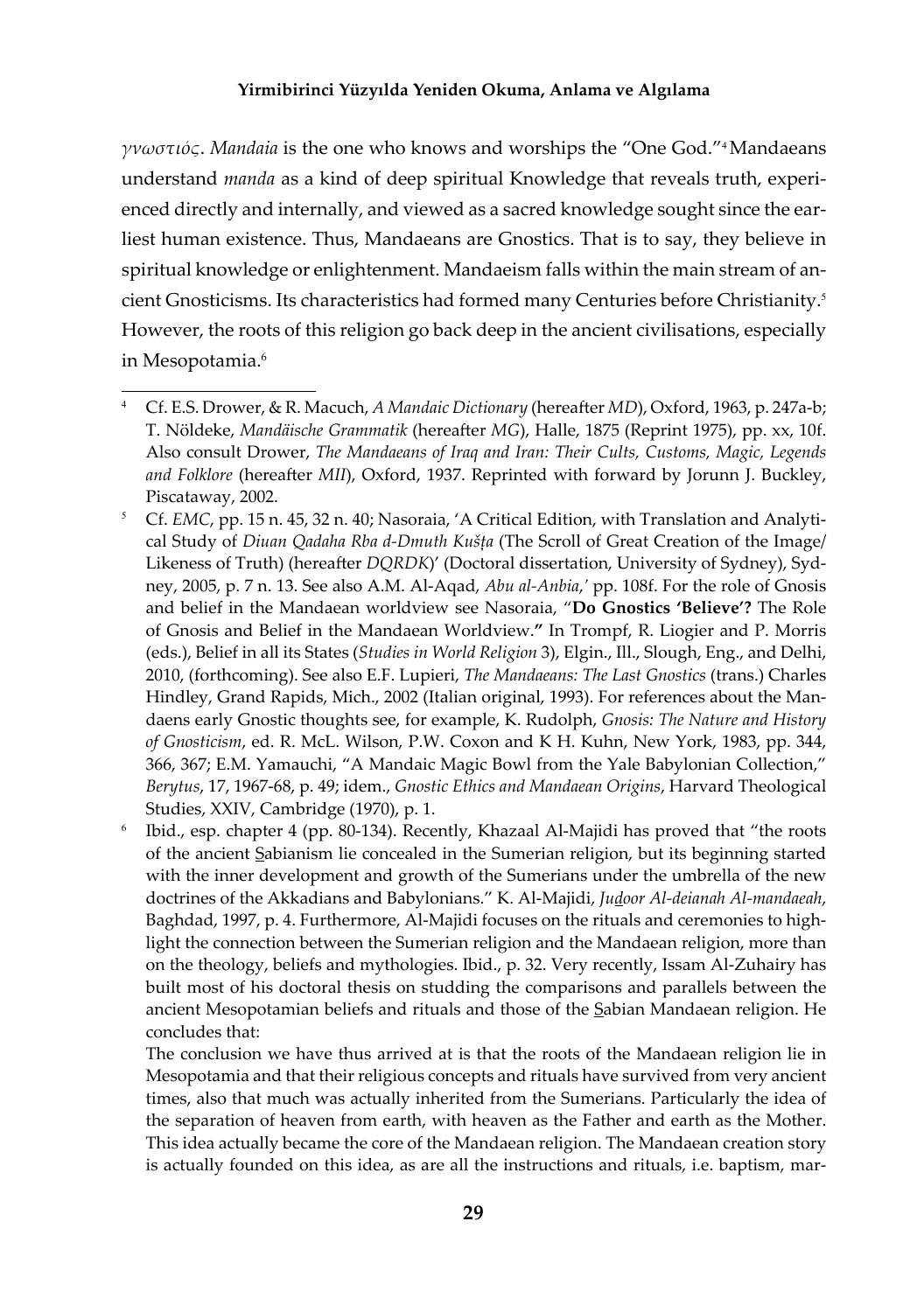*γνωστιός*. *Mandaia* is the one who knows and worships the "One God."[4] Mandaeans understand *manda* as a kind of deep spiritual Knowledge that reveals truth, experienced directly and internally, and viewed as a sacred knowledge sought since the earliest human existence. Thus, Mandaeans are Gnostics. That is to say, they believe in spiritual knowledge or enlightenment. Mandaeism falls within the main stream of ancient Gnosticisms. Its characteristics had formed many Centuries before Christianity.[5] However, the roots of this religion go back deep in the ancient civilisations, especially in Mesopotamia.[6]

---

[4] Cf. E.S. Drower, & R. Macuch, *A Mandaic Dictionary* (hereafter *MD*), Oxford, 1963, p. 247a-b; T. Nöldeke, *Mandäische Grammatik* (hereafter *MG*), Halle, 1875 (Reprint 1975), pp. xx, 10f. Also consult Drower, *The Mandaeans of Iraq and Iran: Their Cults, Customs, Magic, Legends and Folklore* (hereafter *MII*), Oxford, 1937. Reprinted with forward by Jorunn J. Buckley, Piscataway, 2002.

[5] Cf. *EMC*, pp. 15 n. 45, 32 n. 40; Nasoraia, 'A Critical Edition, with Translation and Analytical Study of *Diuan Qadaha Rba d-Dmuth Kušṭa* (The Scroll of Great Creation of the Image/Likeness of Truth) (hereafter *DQRDK*)' (Doctoral dissertation, University of Sydney), Sydney, 2005, p. 7 n. 13. See also A.M. Al-Aqad, *Abu al-Anbia*,' pp. 108f. For the role of Gnosis and belief in the Mandaean worldview see Nasoraia, "**Do Gnostics 'Believe'?** The Role of Gnosis and Belief in the Mandaean Worldview.**"** In Trompf, R. Liogier and P. Morris (eds.), Belief in all its States (*Studies in World Religion* 3), Elgin., Ill., Slough, Eng., and Delhi, 2010, (forthcoming). See also E.F. Lupieri, *The Mandaeans: The Last Gnostics* (trans.) Charles Hindley, Grand Rapids, Mich., 2002 (Italian original, 1993). For references about the Mandaens early Gnostic thoughts see, for example, K. Rudolph, *Gnosis: The Nature and History of Gnosticism*, ed. R. McL. Wilson, P.W. Coxon and K H. Kuhn, New York, 1983, pp. 344, 366, 367; E.M. Yamauchi, "A Mandaic Magic Bowl from the Yale Babylonian Collection," *Berytus*, 17, 1967-68, p. 49; idem., *Gnostic Ethics and Mandaean Origins*, Harvard Theological Studies, XXIV, Cambridge (1970), p. 1.

[6] Ibid., esp. chapter 4 (pp. 80-134). Recently, Khazaal Al-Majidi has proved that "the roots of the ancient S̱abianism lie concealed in the Sumerian religion, but its beginning started with the inner development and growth of the Sumerians under the umbrella of the new doctrines of the Akkadians and Babylonians." K. Al-Majidi, *Juḏoor Al-deianah Al-mandaeah*, Baghdad, 1997, p. 4. Furthermore, Al-Majidi focuses on the rituals and ceremonies to highlight the connection between the Sumerian religion and the Mandaean religion, more than on the theology, beliefs and mythologies. Ibid., p. 32. Very recently, Issam Al-Zuhairy has built most of his doctoral thesis on studding the comparisons and parallels between the ancient Mesopotamian beliefs and rituals and those of the S̱abian Mandaean religion. He concludes that:

The conclusion we have thus arrived at is that the roots of the Mandaean religion lie in Mesopotamia and that their religious concepts and rituals have survived from very ancient times, also that much was actually inherited from the Sumerians. Particularly the idea of the separation of heaven from earth, with heaven as the Father and earth as the Mother. This idea actually became the core of the Mandaean religion. The Mandaean creation story is actually founded on this idea, as are all the instructions and rituals, i.e. baptism, mar-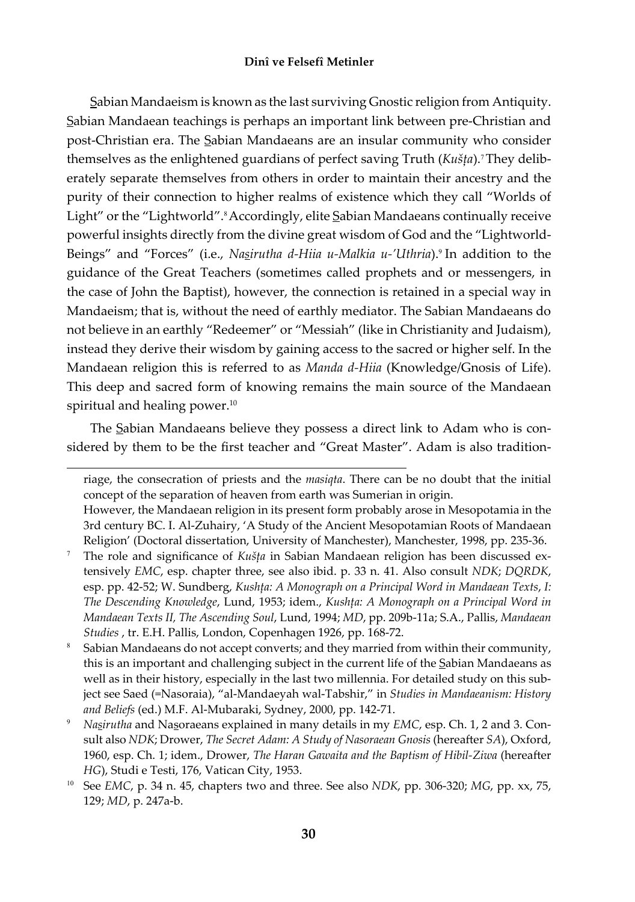S̲abian Mandaeism is known as the last surviving Gnostic religion from Antiquity. S̲abian Mandaean teachings is perhaps an important link between pre-Christian and post-Christian era. The S̲abian Mandaeans are an insular community who consider themselves as the enlightened guardians of perfect saving Truth (*Kušṭa*).[7] They deliberately separate themselves from others in order to maintain their ancestry and the purity of their connection to higher realms of existence which they call "Worlds of Light" or the "Lightworld".[8] Accordingly, elite S̲abian Mandaeans continually receive powerful insights directly from the divine great wisdom of God and the "Lightworld-Beings" and "Forces" (i.e., *Nas̲irutha d-Hiia u-Malkia u-'Uthria*).[9] In addition to the guidance of the Great Teachers (sometimes called prophets and or messengers, in the case of John the Baptist), however, the connection is retained in a special way in Mandaeism; that is, without the need of earthly mediator. The Sabian Mandaeans do not believe in an earthly "Redeemer" or "Messiah" (like in Christianity and Judaism), instead they derive their wisdom by gaining access to the sacred or higher self. In the Mandaean religion this is referred to as *Manda d-Hiia* (Knowledge/Gnosis of Life). This deep and sacred form of knowing remains the main source of the Mandaean spiritual and healing power.[10]

The S̲abian Mandaeans believe they possess a direct link to Adam who is considered by them to be the first teacher and "Great Master". Adam is also tradition-

---

riage, the consecration of priests and the *masiqta*. There can be no doubt that the initial concept of the separation of heaven from earth was Sumerian in origin.
However, the Mandaean religion in its present form probably arose in Mesopotamia in the 3rd century BC. I. Al-Zuhairy, 'A Study of the Ancient Mesopotamian Roots of Mandaean Religion' (Doctoral dissertation, University of Manchester), Manchester, 1998, pp. 235-36.

[7] The role and significance of *Kušṭa* in Sabian Mandaean religion has been discussed extensively *EMC*, esp. chapter three, see also ibid. p. 33 n. 41. Also consult *NDK*; *DQRDK*, esp. pp. 42-52; W. Sundberg, *Kushṭa: A Monograph on a Principal Word in Mandaean Texts, I: The Descending Knowledge*, Lund, 1953; idem., *Kushṭa: A Monograph on a Principal Word in Mandaean Texts II, The Ascending Soul*, Lund, 1994; *MD*, pp. 209b-11a; S.A., Pallis, *Mandaean Studies* , tr. E.H. Pallis, London, Copenhagen 1926, pp. 168-72.

[8] Sabian Mandaeans do not accept converts; and they married from within their community, this is an important and challenging subject in the current life of the S̲abian Mandaeans as well as in their history, especially in the last two millennia. For detailed study on this subject see Saed (=Nasoraia), "al-Mandaeyah wal-Tabshir," in *Studies in Mandaeanism: History and Beliefs* (ed.) M.F. Al-Mubaraki, Sydney, 2000, pp. 142-71.

[9] *Nas̲irutha* and Nas̲oraeans explained in many details in my *EMC*, esp. Ch. 1, 2 and 3. Consult also *NDK*; Drower, *The Secret Adam: A Study of Nasoraean Gnosis* (hereafter *SA*), Oxford, 1960, esp. Ch. 1; idem., Drower, *The Haran Gawaita and the Baptism of Hibil-Ziwa* (hereafter *HG*), Studi e Testi, 176, Vatican City, 1953.

[10] See *EMC*, p. 34 n. 45, chapters two and three. See also *NDK*, pp. 306-320; *MG*, pp. xx, 75, 129; *MD*, p. 247a-b.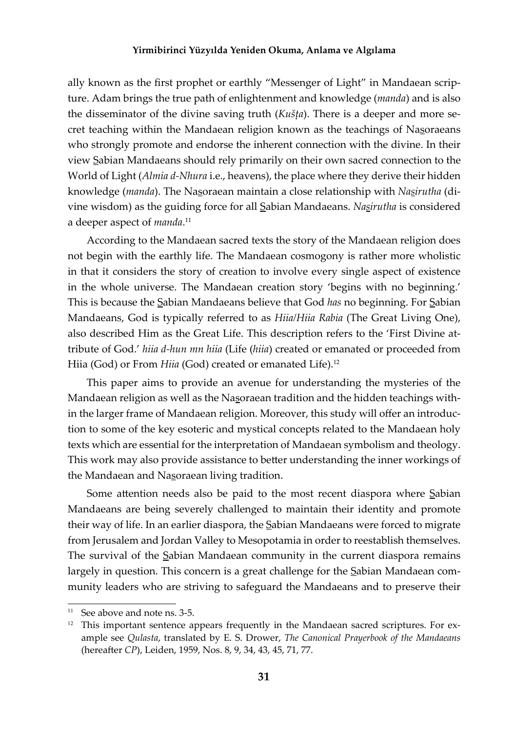ally known as the first prophet or earthly "Messenger of Light" in Mandaean scripture. Adam brings the true path of enlightenment and knowledge (*manda*) and is also the disseminator of the divine saving truth (*Kušṭa*). There is a deeper and more secret teaching within the Mandaean religion known as the teachings of Na<u>s</u>oraeans who strongly promote and endorse the inherent connection with the divine. In their view <u>S</u>abian Mandaeans should rely primarily on their own sacred connection to the World of Light (*Almia d-Nhura* i.e., heavens), the place where they derive their hidden knowledge (*manda*). The Na<u>s</u>oraean maintain a close relationship with *Na<u>s</u>irutha* (divine wisdom) as the guiding force for all <u>S</u>abian Mandaeans. *Na<u>s</u>irutha* is considered a deeper aspect of *manda*.[11]

According to the Mandaean sacred texts the story of the Mandaean religion does not begin with the earthly life. The Mandaean cosmogony is rather more wholistic in that it considers the story of creation to involve every single aspect of existence in the whole universe. The Mandaean creation story 'begins with no beginning.' This is because the <u>S</u>abian Mandaeans believe that God *has* no beginning. For <u>S</u>abian Mandaeans, God is typically referred to as *Hiia/Hiia Rabia* (The Great Living One), also described Him as the Great Life. This description refers to the 'First Divine attribute of God.' *hiia d-hun mn hiia* (Life (*hiia*) created or emanated or proceeded from Hiia (God) or From *Hiia* (God) created or emanated Life).[12]

This paper aims to provide an avenue for understanding the mysteries of the Mandaean religion as well as the Na<u>s</u>oraean tradition and the hidden teachings within the larger frame of Mandaean religion. Moreover, this study will offer an introduction to some of the key esoteric and mystical concepts related to the Mandaean holy texts which are essential for the interpretation of Mandaean symbolism and theology. This work may also provide assistance to better understanding the inner workings of the Mandaean and Na<u>s</u>oraean living tradition.

Some attention needs also be paid to the most recent diaspora where <u>S</u>abian Mandaeans are being severely challenged to maintain their identity and promote their way of life. In an earlier diaspora, the <u>S</u>abian Mandaeans were forced to migrate from Jerusalem and Jordan Valley to Mesopotamia in order to reestablish themselves. The survival of the <u>S</u>abian Mandaean community in the current diaspora remains largely in question. This concern is a great challenge for the <u>S</u>abian Mandaean community leaders who are striving to safeguard the Mandaeans and to preserve their

---

[11] See above and note ns. 3-5.

[12] This important sentence appears frequently in the Mandaean sacred scriptures. For example see *Qulasta*, translated by E. S. Drower, *The Canonical Prayerbook of the Mandaeans* (hereafter *CP*), Leiden, 1959, Nos. 8, 9, 34, 43, 45, 71, 77.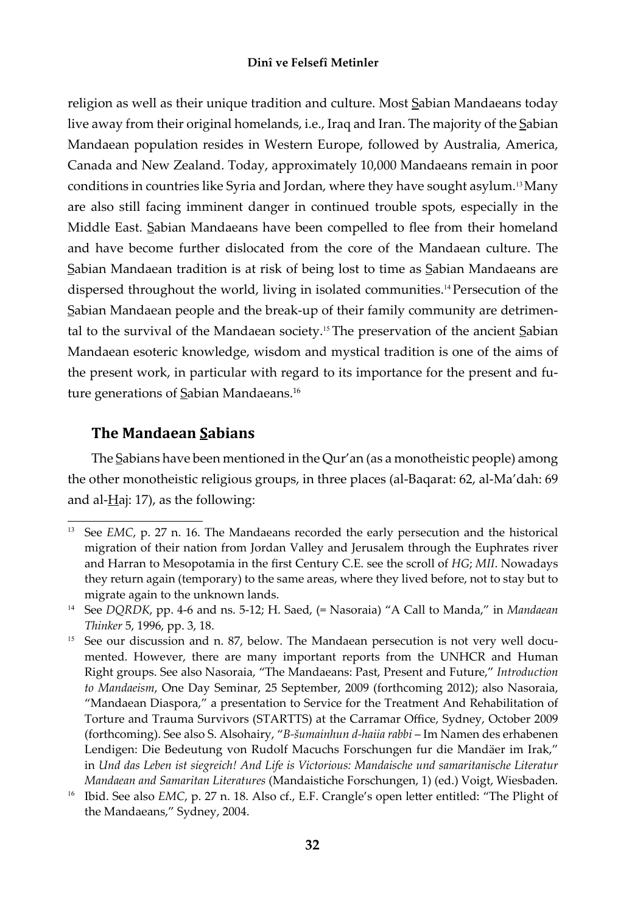religion as well as their unique tradition and culture. Most Sabian Mandaeans today live away from their original homelands, i.e., Iraq and Iran. The majority of the Sabian Mandaean population resides in Western Europe, followed by Australia, America, Canada and New Zealand. Today, approximately 10,000 Mandaeans remain in poor conditions in countries like Syria and Jordan, where they have sought asylum.[13] Many are also still facing imminent danger in continued trouble spots, especially in the Middle East. Sabian Mandaeans have been compelled to flee from their homeland and have become further dislocated from the core of the Mandaean culture. The Sabian Mandaean tradition is at risk of being lost to time as Sabian Mandaeans are dispersed throughout the world, living in isolated communities.[14] Persecution of the Sabian Mandaean people and the break-up of their family community are detrimental to the survival of the Mandaean society.[15] The preservation of the ancient Sabian Mandaean esoteric knowledge, wisdom and mystical tradition is one of the aims of the present work, in particular with regard to its importance for the present and future generations of Sabian Mandaeans.[16]

## The Mandaean Sabians

The Sabians have been mentioned in the Qur'an (as a monotheistic people) among the other monotheistic religious groups, in three places (al-Baqarat: 62, al-Ma'dah: 69 and al-Haj: 17), as the following:

---

[13] See *EMC*, p. 27 n. 16. The Mandaeans recorded the early persecution and the historical migration of their nation from Jordan Valley and Jerusalem through the Euphrates river and Harran to Mesopotamia in the first Century C.E. see the scroll of *HG*; *MII*. Nowadays they return again (temporary) to the same areas, where they lived before, not to stay but to migrate again to the unknown lands.

[14] See *DQRDK*, pp. 4-6 and ns. 5-12; H. Saed, (= Nasoraia) "A Call to Manda," in *Mandaean Thinker* 5, 1996, pp. 3, 18.

[15] See our discussion and n. 87, below. The Mandaean persecution is not very well documented. However, there are many important reports from the UNHCR and Human Right groups. See also Nasoraia, "The Mandaeans: Past, Present and Future," *Introduction to Mandaeism*, One Day Seminar, 25 September, 2009 (forthcoming 2012); also Nasoraia, "Mandaean Diaspora," a presentation to Service for the Treatment And Rehabilitation of Torture and Trauma Survivors (STARTTS) at the Carramar Office, Sydney, October 2009 (forthcoming). See also S. Alsohairy, "*B-šumainhun d-haiia rabbi* – Im Namen des erhabenen Lendigen: Die Bedeutung von Rudolf Macuchs Forschungen fur die Mandäer im Irak," in *Und das Leben ist siegreich! And Life is Victorious: Mandaische und samaritanische Literatur Mandaean and Samaritan Literatures* (Mandaistiche Forschungen, 1) (ed.) Voigt, Wiesbaden.

[16] Ibid. See also *EMC*, p. 27 n. 18. Also cf., E.F. Crangle's open letter entitled: "The Plight of the Mandaeans," Sydney, 2004.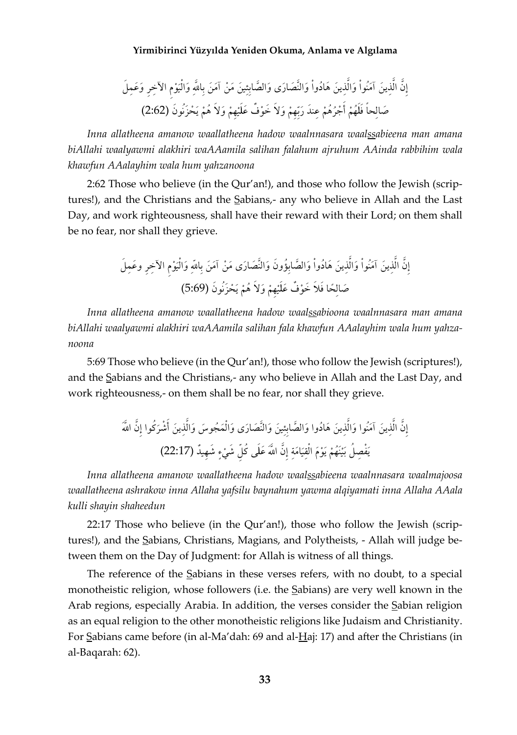إِنَّ الَّذِينَ آمَنُواْ وَالَّذِينَ هَادُواْ وَالنَّصَارَى وَالصَّابِئِينَ مَنْ آمَنَ بِاللّهِ وَالْيَوْمِ الآخِرِ وَعَمِلَ صَالِحاً فَلَهُمْ أَجْرُهُمْ عِندَ رَبِّهِمْ وَلاَ خَوْفٌ عَلَيْهِمْ وَلاَ هُمْ يَحْزَنُونَ (2:62)

*Inna allatheena amanow waallatheena hadow waalnnasara waalssabieena man amana biAllahi waalyawmi alakhiri waAAamila salihan falahum ajruhum AAinda rabbihim wala khawfun AAalayhim wala hum yahzanoona*

2:62 Those who believe (in the Qur'an!), and those who follow the Jewish (scriptures!), and the Sabians and the Christians and the Sabians,- any who believe in Allah and the Last Day, and work righteousness, shall have their reward with their Lord; on them shall be no fear, nor shall they grieve.

إِنَّ الَّذِينَ آمَنُواْ وَالَّذِينَ هَادُواْ وَالصَّابِؤُونَ وَالنَّصَارَى مَنْ آمَنَ بِاللّهِ وَالْيَوْمِ الآخِرِ وعَمِلَ صَالِحًا فَلاَ خَوْفٌ عَلَيْهِمْ وَلاَ هُمْ يَحْزَنُونَ (5:69)

*Inna allatheena amanow waallatheena hadow waalssabioona waalnnasara man amana biAllahi waalyawmi alakhiri waAAamila salihan fala khawfun AAalayhim wala hum yahzanoona*

5:69 Those who believe (in the Qur'an!), those who follow the Jewish (scriptures!), and the Sabians and the Christians,- any who believe in Allah and the Last Day, and work righteousness,- on them shall be no fear, nor shall they grieve.

إِنَّ الَّذِينَ آمَنُوا وَالَّذِينَ هَادُوا وَالصَّابِئِينَ وَالنَّصَارَى وَالْمَجُوسَ وَالَّذِينَ أَشْرَكُوا إِنَّ اللَّهَ يَفْصِلُ بَيْنَهُمْ يَوْمَ الْقِيَامَةِ إِنَّ اللَّهَ عَلَى كُلِّ شَيْءٍ شَهِيدٌ (22:17)

*Inna allatheena amanow waallatheena hadow waalssabieena waalnnasara waalmajoosa waallatheena ashrakow inna Allaha yafsilu baynahum yawma alqiyamati inna Allaha AAala kulli shayin shaheedun*

22:17 Those who believe (in the Qur'an!), those who follow the Jewish (scriptures!), and the Sabians, Christians, Magians, and Polytheists, - Allah will judge between them on the Day of Judgment: for Allah is witness of all things.

The reference of the Sabians in these verses refers, with no doubt, to a special monotheistic religion, whose followers (i.e. the Sabians) are very well known in the Arab regions, especially Arabia. In addition, the verses consider the Sabian religion as an equal religion to the other monotheistic religions like Judaism and Christianity. For Sabians came before (in al-Ma'dah: 69 and al-Haj: 17) and after the Christians (in al-Baqarah: 62).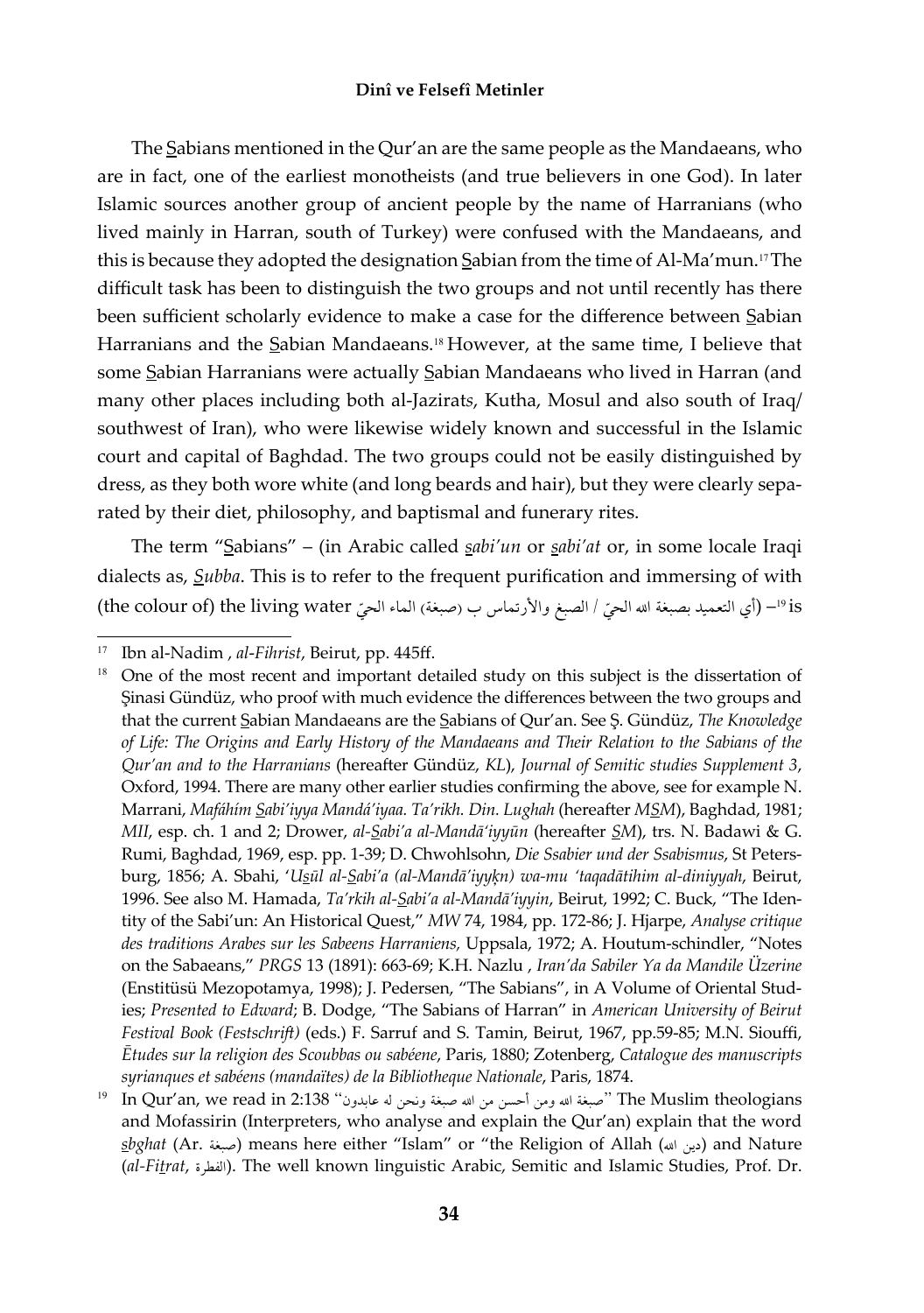The Ṣabians mentioned in the Qur'an are the same people as the Mandaeans, who are in fact, one of the earliest monotheists (and true believers in one God). In later Islamic sources another group of ancient people by the name of Harranians (who lived mainly in Harran, south of Turkey) were confused with the Mandaeans, and this is because they adopted the designation Ṣabian from the time of Al-Ma'mun.[17] The difficult task has been to distinguish the two groups and not until recently has there been sufficient scholarly evidence to make a case for the difference between Ṣabian Harranians and the Ṣabian Mandaeans.[18] However, at the same time, I believe that some Ṣabian Harranians were actually Ṣabian Mandaeans who lived in Harran (and many other places including both al-Jazirats, Kutha, Mosul and also south of Iraq/ southwest of Iran), who were likewise widely known and successful in the Islamic court and capital of Baghdad. The two groups could not be easily distinguished by dress, as they both wore white (and long beards and hair), but they were clearly separated by their diet, philosophy, and baptismal and funerary rites.

The term "Ṣabians" – (in Arabic called *ṣabi'un* or *ṣabi'at* or, in some locale Iraqi dialects as, *Ṣubba*. This is to refer to the frequent purification and immersing of with (the colour of) the living water (أي التعميد بصبغة الله الحيّ / الصبغ والأرتماس ب (صبغة) الماء الحيّ[19] – is

---

[17] Ibn al-Nadim , *al-Fihrist*, Beirut, pp. 445ff.

[18] One of the most recent and important detailed study on this subject is the dissertation of Şinasi Gündüz, who proof with much evidence the differences between the two groups and that the current Ṣabian Mandaeans are the Ṣabians of Qur'an. See Ş. Gündüz, *The Knowledge of Life: The Origins and Early History of the Mandaeans and Their Relation to the Sabians of the Qur'an and to the Harranians* (hereafter Gündüz, *KL*), *Journal of Semitic studies Supplement 3*, Oxford, 1994. There are many other earlier studies confirming the above, see for example N. Marrani, *Mafáhím Ṣabi'iyya Mandá'iyaa. Ta'rikh. Din. Lughah* (hereafter *MṢM*), Baghdad, 1981; *MII*, esp. ch. 1 and 2; Drower, *al-Ṣabi'a al-Mandā'iyyūn* (hereafter *ṢM*), trs. N. Badawi & G. Rumi, Baghdad, 1969, esp. pp. 1-39; D. Chwohlsohn, *Die Ssabier und der Ssabismus*, St Petersburg, 1856; A. Sbahi, '*Uṣūl al-Ṣabi'a (al-Mandā'iyyḳn) wa-mu 'taqadātihim al-diniyyah*, Beirut, 1996. See also M. Hamada, *Ta'rkih al-Ṣabi'a al-Mandā'iyyin*, Beirut, 1992; C. Buck, "The Identity of the Sabi'un: An Historical Quest," *MW* 74, 1984, pp. 172-86; J. Hjarpe, *Analyse critique des traditions Arabes sur les Sabeens Harraniens,* Uppsala, 1972; A. Houtum-schindler, "Notes on the Sabaeans," *PRGS* 13 (1891): 663-69; K.H. Nazlu , *Iran'da Sabiler Ya da Mandile Üzerine* (Enstitüsü Mezopotamya, 1998); J. Pedersen, "The Sabians", in A Volume of Oriental Studies; *Presented to Edward*; B. Dodge, "The Sabians of Harran" in *American University of Beirut Festival Book (Festschrift)* (eds.) F. Sarruf and S. Tamin, Beirut, 1967, pp.59-85; M.N. Siouffi, *Ētudes sur la religion des Scoubbas ou sabéene*, Paris, 1880; Zotenberg, *Catalogue des manuscripts syrianques et sabéens (mandaïtes) de la Bibliotheque Nationale*, Paris, 1874.

[19] In Qur'an, we read in 2:138 "صبغة الله ومن أحسن من الله صبغة ونحن له عابدون" The Muslim theologians and Mofassirin (Interpreters, who analyse and explain the Qur'an) explain that the word *ṣbghat* (Ar. صبغة) means here either "Islam" or "the Religion of Allah (دين الله) and Nature (*al-Fiṯrat*, الفطرة). The well known linguistic Arabic, Semitic and Islamic Studies, Prof. Dr.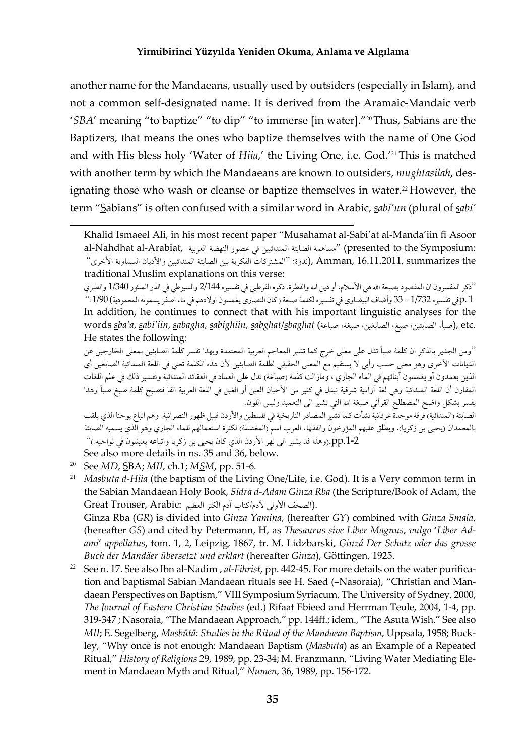another name for the Mandaeans, usually used by outsiders (especially in Islam), and not a common self-designated name. It is derived from the Aramaic-Mandaic verb '<u>S</u>BA' meaning "to baptize" "to dip" "to immerse [in water]."[20] Thus, <u>S</u>abians are the Baptizers, that means the ones who baptize themselves with the name of One God and with His bless holy 'Water of *Hiia*,' the Living One, i.e. God.'[21] This is matched with another term by which the Mandaeans are known to outsiders, *mughtasilah*, designating those who wash or cleanse or baptize themselves in water.[22] However, the term "<u>S</u>abians" is often confused with a similar word in Arabic, *<u>s</u>abi'un* (plural of *<u>s</u>abi'*

---

Khalid Ismaeel Ali, in his most recent paper "Musahamat al-<u>S</u>abi'at al-Manda'iin fi Asoor al-Nahdhat al-Arabiat, "مساهمة الصابئة المندائيين في عصور النهضة العربية" (presented to the Symposium: ندوة: "المشتركات الفكرية بين الصابئة المندائيين والأديان السماوية الأخرى"), Amman, 16.11.2011, summarizes the traditional Muslim explanations on this verse:

"ذكر المفسرون ان المقصود بصبغة الله هي الأسلام، أو دين الله والفطرة. ذكره القرطبي في تفسيره 2/144 والسيوطي في الدر المنثور 1/340 والطبري في تفسيره 1/732 – 33 وأضاف البيضاوي في تفسيره لكلمة صبغة ( كان النصارى يغمسون اولادهم في ماء اصفر يسمونه المعمودية) 1/90." p. 1

In addition, he continues to connect that with his important linguistic analyses for the words *<u>s</u>ba'a*, *<u>s</u>abi'iin*, *<u>s</u>abagha*, *<u>s</u>abighiin*, *<u>s</u>abghat*/*<u>s</u>baghat* (صبأ، الصابئين، صبغ، الصابغين، صبغة، صباغة), etc. He states the following:

"ومن الجدير بالذكر ان كلمة صبأ تدل على معنى خرج كما تشير المعاجم العربية المعتمدة وبهذا تفسر كلمة الصابئين بمعنى الخارجين عن الديانات الأخرى وهو معنى حسب رأيي لا يستقيم مع المعنى الحقيقي لطلمة الصابئين لأن هذه الكلمة تعني في اللغة المندائية الصابغين أي الذين يعمدون أو يغمسون أبنائهم في الماء الجاري ، ومازالت كلمة (صباغة) تدل على العماد في العقائد المندائية وتفسير ذلك في علم اللغات المقارن أن اللغة المندائية وهي لغة آرامية شرقية تبدل في كثير من الأحيان العين أو الغين في اللغة العربية الفا فتصبح كلمة صبغ صبأ وهذا يفسر بشكل واضح المصطلح القرآني صبغة الله التي تشير الى التعميد وليس اللون.

الصابئة (المندائية) فرقة موحدة عرفانية نشأت كما تشير المصادر التاريخية في فلسطين والأردن قبيل ظهور النصرانية. وهم اتباع يوحنا الذي يلقب بالمعمدان (يحيى بن زكريا). ويطلق عليهم المؤرخون والفقهاء العرب اسم (المغتسلة) لكثرة استعمالهم للماء الجاري وهو الذي يسميه الصابئة (وهذا قد يشير الى نهر الأردن الذي كان يحيى بن زكريا واتباعه يعيشون في نواحيه.)" pp.1-2.

See also more details in ns. 35 and 36, below.

[20] See *MD*, <u>S</u>BA; *MII*, ch.1; *M<u>S</u>M*, pp. 51-6.

[21] *Ma<u>s</u>buta d-Hiia* (the baptism of the Living One/Life, i.e. God). It is a Very common term in the <u>S</u>abian Mandaean Holy Book, *Sidra d-Adam Ginza Rba* (the Scripture/Book of Adam, the Great Trouser, Arabic: الصحف الأولى لآدم/كتاب آدم الكنز العظيم).
Ginza Rba (*GR*) is divided into *Ginza Yamina*, (hereafter *GY*) combined with *Ginza Smala*, (hereafter *GS*) and cited by Petermann, H, as *Thesaurus sive Liber Magnus*, *vulgo* '*Liber Adami*' *appellatus*, tom. 1, 2, Leipzig, 1867, tr. M. Lidzbarski, *Ginzá Der Schatz oder das grosse Buch der Mandäer übersetzt und erklart* (hereafter *Ginza*), Göttingen, 1925.

[22] See n. 17. See also Ibn al-Nadim , *al-Fihrist*, pp. 442-45. For more details on the water purification and baptismal Sabian Mandaean rituals see H. Saed (=Nasoraia), "Christian and Mandaean Perspectives on Baptism," VIII Symposium Syriacum, The University of Sydney, 2000, *The Journal of Eastern Christian Studies* (ed.) Rifaat Ebieed and Herrman Teule, 2004, 1-4, pp. 319-347 ; Nasoraia, "The Mandaean Approach," pp. 144ff.; idem., "The Asuta Wish." See also *MII*; E. Segelberg, *Masbūtā: Studies in the Ritual of the Mandaean Baptism*, Uppsala, 1958; Buckley, "Why once is not enough: Mandaean Baptism (*Ma<u>s</u>buta*) as an Example of a Repeated Ritual," *History of Religions* 29, 1989, pp. 23-34; M. Franzmann, "Living Water Mediating Element in Mandaean Myth and Ritual," *Numen*, 36, 1989, pp. 156-172.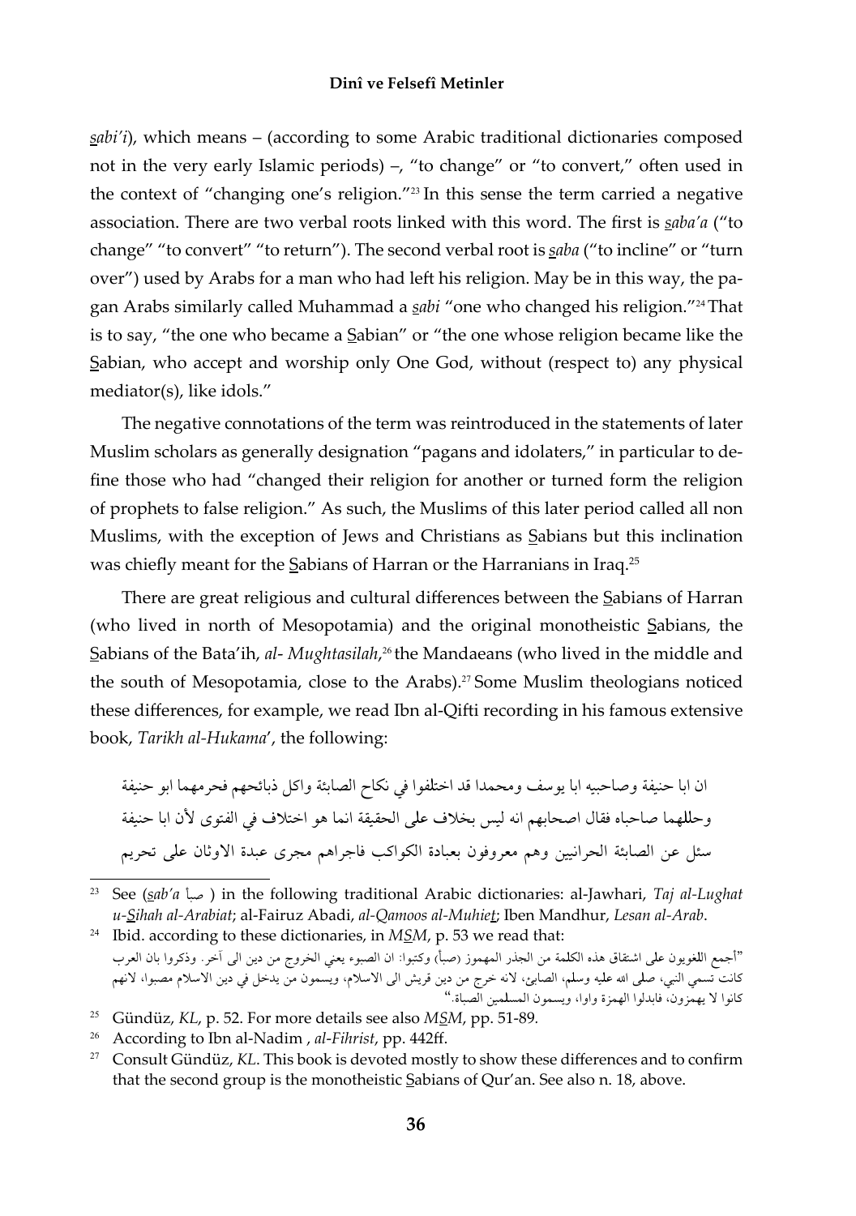*ṣabi'i*), which means – (according to some Arabic traditional dictionaries composed not in the very early Islamic periods) –, "to change" or "to convert," often used in the context of "changing one's religion."[23] In this sense the term carried a negative association. There are two verbal roots linked with this word. The first is *ṣaba'a* ("to change" "to convert" "to return"). The second verbal root is *ṣaba* ("to incline" or "turn over") used by Arabs for a man who had left his religion. May be in this way, the pagan Arabs similarly called Muhammad a *ṣabi* "one who changed his religion."[24] That is to say, "the one who became a Ṣabian" or "the one whose religion became like the Ṣabian, who accept and worship only One God, without (respect to) any physical mediator(s), like idols."

The negative connotations of the term was reintroduced in the statements of later Muslim scholars as generally designation "pagans and idolaters," in particular to define those who had "changed their religion for another or turned form the religion of prophets to false religion." As such, the Muslims of this later period called all non Muslims, with the exception of Jews and Christians as Ṣabians but this inclination was chiefly meant for the Ṣabians of Harran or the Harranians in Iraq.[25]

There are great religious and cultural differences between the Ṣabians of Harran (who lived in north of Mesopotamia) and the original monotheistic Ṣabians, the Ṣabians of the Bata'ih, *al- Mughtasilah*,[26] the Mandaeans (who lived in the middle and the south of Mesopotamia, close to the Arabs).[27] Some Muslim theologians noticed these differences, for example, we read Ibn al-Qifti recording in his famous extensive book, *Tarikh al-Hukama'*, the following:

ان ابا حنيفة وصاحبيه ابا يوسف ومحمدا قد اختلفوا في نكاح الصابئة واكل ذبائحهم فحرمهما ابو حنيفة وحللهما صاحباه فقال اصحابهم انه ليس بخلاف على الحقيقة انما هو اختلاف في الفتوى لأن ابا حنيفة سئل عن الصابئة الحرانيين وهم معروفون بعبادة الكواكب فاجراهم مجرى عبدة الاوثان على تحريم

---

[23] See (*ṣab'a* صبأ ) in the following traditional Arabic dictionaries: al-Jawhari, *Taj al-Lughat u-Ṣihah al-Arabiat*; al-Fairuz Abadi, *al-Qamoos al-Muhieṭ*; Iben Mandhur, *Lesan al-Arab*.

[24] Ibid. according to these dictionaries, in *MṢM*, p. 53 we read that:
"أجمع اللغويون على اشتقاق هذه الكلمة من الجذر المهموز (صبأ) وكتبوا: ان الصبوء يعني الخروج من دين الى آخر. وذكروا بان العرب كانت تسمي النبي، صلى الله عليه وسلم، الصابئ، لانه خرج من دين قريش الى الاسلام، ويسمون من يدخل في دين الاسلام مصبوا، لانهم كانوا لا يهمزون، فابدلوا الهمزة واوا، ويسمون المسلمين الصباة."

[25] Gündüz, *KL*, p. 52. For more details see also *MṢM*, pp. 51-89.

[26] According to Ibn al-Nadim , *al-Fihrist*, pp. 442ff.

[27] Consult Gündüz, *KL*. This book is devoted mostly to show these differences and to confirm that the second group is the monotheistic Ṣabians of Qur'an. See also n. 18, above.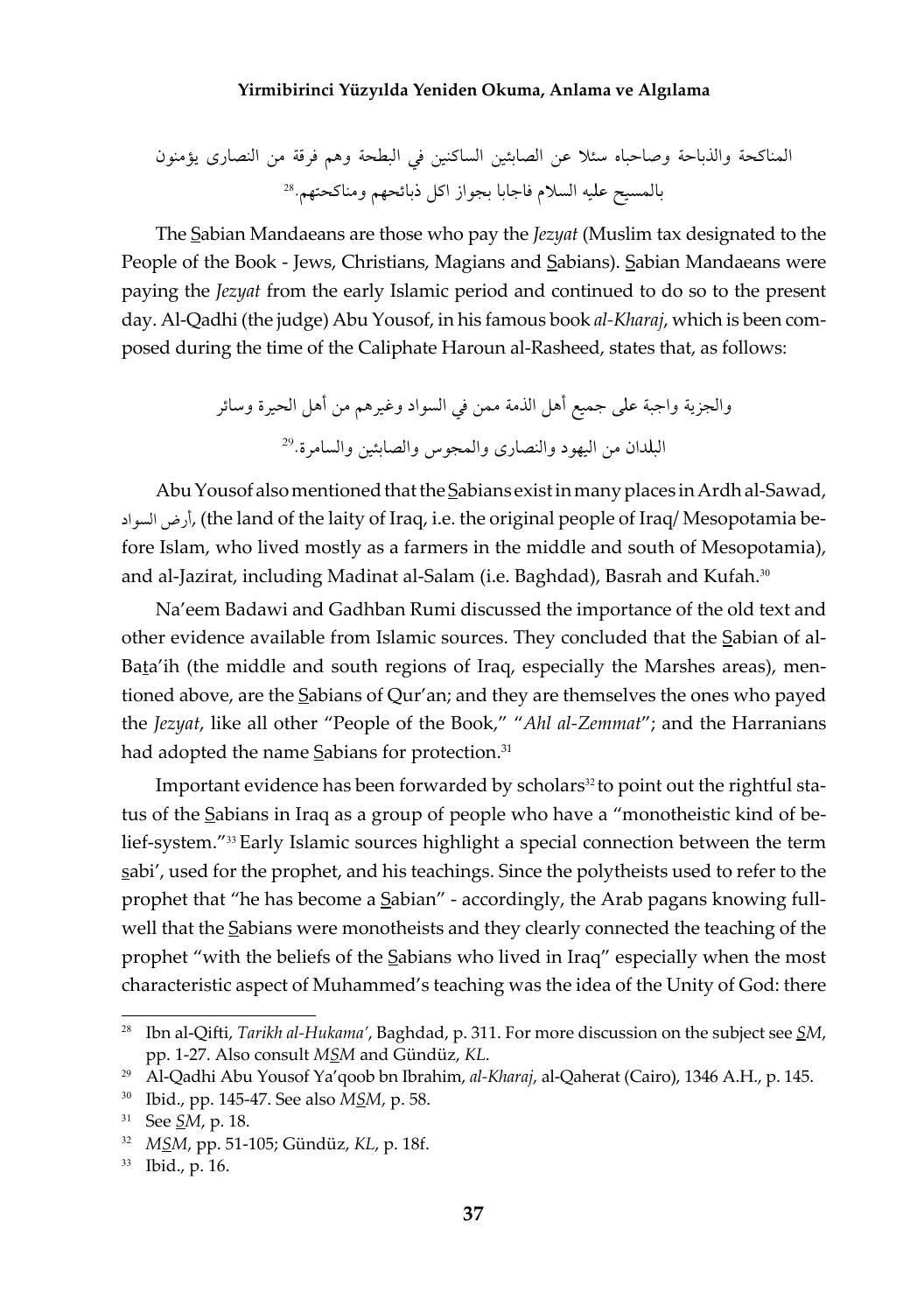المناكحة والذباحة وصاحباه سئلا عن الصابئين الساكنين في البطحة وهم فرقة من النصارى يؤمنون بالمسيح عليه السلام فاجابا بجواز اكل ذبائحهم ومناكحتهم.[28]

The S̱abian Mandaeans are those who pay the *Jezyat* (Muslim tax designated to the People of the Book - Jews, Christians, Magians and S̱abians). S̱abian Mandaeans were paying the *Jezyat* from the early Islamic period and continued to do so to the present day. Al-Qadhi (the judge) Abu Yousof, in his famous book *al-Kharaj*, which is been composed during the time of the Caliphate Haroun al-Rasheed, states that, as follows:

والجزية واجبة على جميع أهل الذمة ممن في السواد وغيرهم من أهل الحيرة وسائر البلدان من اليهود والنصارى والمجوس والصابئين والسامرة.[29]

Abu Yousof also mentioned that the S̱abians exist in many places in Ardh al-Sawad, أرض السواد, (the land of the laity of Iraq, i.e. the original people of Iraq/ Mesopotamia before Islam, who lived mostly as a farmers in the middle and south of Mesopotamia), and al-Jazirat, including Madinat al-Salam (i.e. Baghdad), Basrah and Kufah.[30]

Na'eem Badawi and Gadhban Rumi discussed the importance of the old text and other evidence available from Islamic sources. They concluded that the S̱abian of al-Baṯa'ih (the middle and south regions of Iraq, especially the Marshes areas), mentioned above, are the S̱abians of Qur'an; and they are themselves the ones who payed the *Jezyat*, like all other "People of the Book," "*Ahl al-Zemmat*"; and the Harranians had adopted the name S̱abians for protection.[31]

Important evidence has been forwarded by scholars[32] to point out the rightful status of the S̱abians in Iraq as a group of people who have a "monotheistic kind of belief-system."[33] Early Islamic sources highlight a special connection between the term s̱abi', used for the prophet, and his teachings. Since the polytheists used to refer to the prophet that "he has become a S̱abian" - accordingly, the Arab pagans knowing fullwell that the S̱abians were monotheists and they clearly connected the teaching of the prophet "with the beliefs of the S̱abians who lived in Iraq" especially when the most characteristic aspect of Muhammed's teaching was the idea of the Unity of God: there

---

[28] Ibn al-Qifti, *Tarikh al-Hukama'*, Baghdad, p. 311. For more discussion on the subject see *S̱M*, pp. 1-27. Also consult *MS̱M* and Gündüz, *KL*.

[29] Al-Qadhi Abu Yousof Ya'qoob bn Ibrahim, *al-Kharaj*, al-Qaherat (Cairo), 1346 A.H., p. 145.

[30] Ibid., pp. 145-47. See also *MS̱M*, p. 58.

[31] See *S̱M*, p. 18.

[32] *MS̱M*, pp. 51-105; Gündüz, *KL*, p. 18f.

[33] Ibid., p. 16.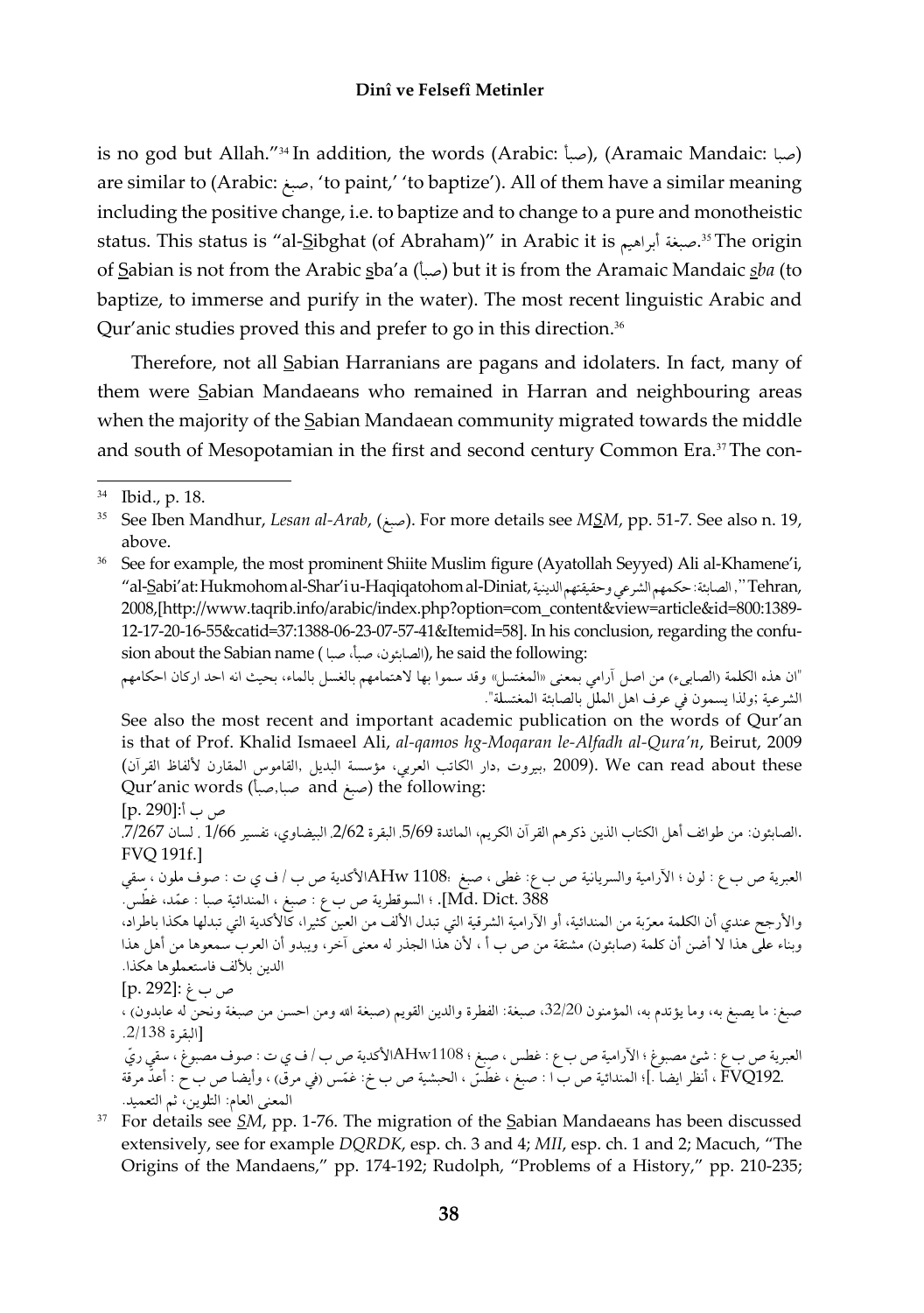is no god but Allah."[34] In addition, the words (Arabic: صبأ), (Aramaic Mandaic: صبا) are similar to (Arabic: صبغ, 'to paint,' 'to baptize'). All of them have a similar meaning including the positive change, i.e. to baptize and to change to a pure and monotheistic status. This status is "al-Sibghat (of Abraham)" in Arabic it is صبغة أبراهيم.[35] The origin of Sabian is not from the Arabic sba'a (صبأ) but it is from the Aramaic Mandaic *sba* (to baptize, to immerse and purify in the water). The most recent linguistic Arabic and Qur'anic studies proved this and prefer to go in this direction.[36]

Therefore, not all Sabian Harranians are pagans and idolaters. In fact, many of them were Sabian Mandaeans who remained in Harran and neighbouring areas when the majority of the Sabian Mandaean community migrated towards the middle and south of Mesopotamian in the first and second century Common Era.[37] The con-

---

[34] Ibid., p. 18.

[35] See Iben Mandhur, *Lesan al-Arab*, (صبغ). For more details see *MSM*, pp. 51-7. See also n. 19, above.

[36] See for example, the most prominent Shiite Muslim figure (Ayatollah Seyyed) Ali al-Khamene'i, "al-Sabi'at: Hukmohom al-Shar'i u-Haqiqatohom al-Diniat, الصابئة: حكمهم الشرعي وحقيقتهم الدينية," Tehran, 2008,[http://www.taqrib.info/arabic/index.php?option=com_content&view=article&id=800:1389-12-17-20-16-55&catid=37:1388-06-23-07-57-41&Itemid=58]. In his conclusion, regarding the confusion about the Sabian name (الصابئون، صبأ، صبا), he said the following:

"ان هذه الكلمة (الصابيء) من اصل آرامي بمعنى «المغتسل» وقد سموا بها لاهتمامهم بالغسل بالماء، بحيث انه احد اركان احكامهم الشرعية ;ولذا يسمون في عرف اهل الملل بالصابئة المغتسلة".

See also the most recent and important academic publication on the words of Qur'an is that of Prof. Khalid Ismaeel Ali, *al-qamos hg-Moqaran le-Alfadh al-Qura'n*, Beirut, 2009 (القاموس المقارن لألفاظ القرآن, مؤسسة البديل, دار الكاتب العربي, بيروت, 2009). We can read about these Qur'anic words (صبا,صبأ and صبغ) the following:

ص ب أ:[p. 290]

الصابئون: من طوائف أهل الكتاب الذين ذكرهم القرآن الكريم، المائدة 5/69. البقرة 2/62. البيضاوي، تفسير 1/66 . لسان 7/267. FVQ 191f.]

العبرية ص ب ع : لون ؛ الآرامية والسريانية ص ب ع: غطى ، صبغ ؛AHw 1108الأكدية ص ب / ف ي ت : صوف ملون ، سقي ؛ السوقطرية ص ب ع : صبغ ، المندائية صبا : عمّد، غطّس. [Md. Dict. 388

والأرجح عندي أن الكلمة معرّبة من المندائية، أو الآرامية الشرقية التي تبدل الألف من العين كثيرا، كالأكدية التي تبدلها هكذا باطراد، وبناء على هذا لا أظن أن كلمة (صابئون) مشتقة من ص ب أ ، لأن هذا الجذر له معنى آخر، ويبدو أن العرب سمعوها من أهل هذا الدين بالألف فاستعملوها هكذا.

ص ب غ :[p. 292]

صبغ: ما يصبغ به، وما يؤتدم به، المؤمنون 32/20، صبغة: الفطرة والدين القويم (صبغة الله ومن احسن من صبغة ونحن له عابدون) ، البقرة 2/138.]

العبرية ص ب ع : شئ مصبوغ ؛ الآرامية ص ب ع : غطس ، صبغ ؛ AHw1108الأكدية ص ب / ف ي ت : صوف مصبوغ ، سقي ريّ ، أنظر ايضا .]؛ المندائية ص ب ا : صبغ ، غطّس ، الحبشية ص ب خ: غمّس (في مرق) ، وأيضا ص ب ح : أعدّ مرقة .FVQ192

المعنى العام: التلوين، ثم التعميد.

[37] For details see *SM*, pp. 1-76. The migration of the Sabian Mandaeans has been discussed extensively, see for example *DQRDK*, esp. ch. 3 and 4; *MII*, esp. ch. 1 and 2; Macuch, "The Origins of the Mandaens," pp. 174-192; Rudolph, "Problems of a History," pp. 210-235;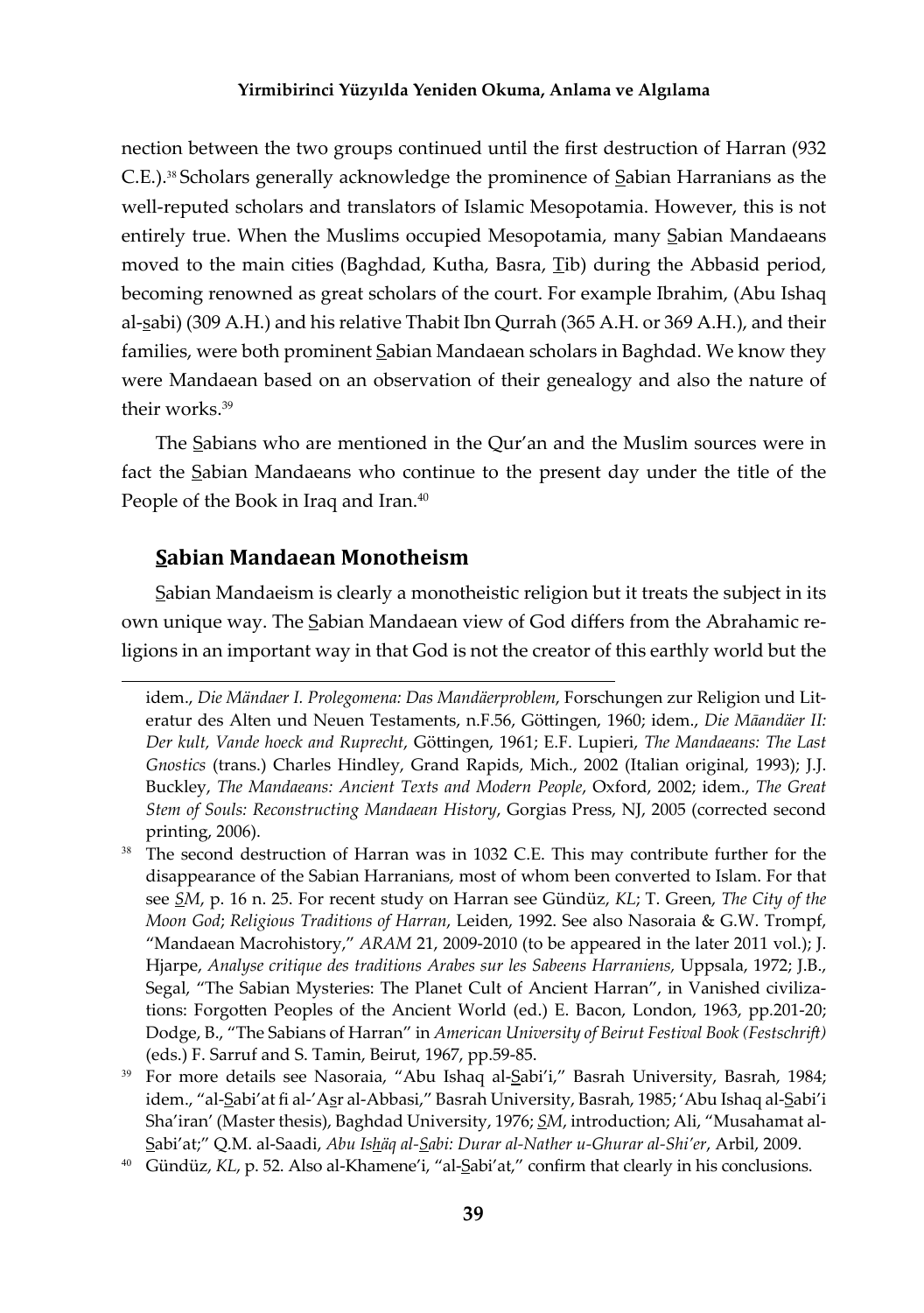nection between the two groups continued until the first destruction of Harran (932 C.E.).[38] Scholars generally acknowledge the prominence of S̲abian Harranians as the well-reputed scholars and translators of Islamic Mesopotamia. However, this is not entirely true. When the Muslims occupied Mesopotamia, many S̲abian Mandaeans moved to the main cities (Baghdad, Kutha, Basra, T̲ib) during the Abbasid period, becoming renowned as great scholars of the court. For example Ibrahim, (Abu Ishaq al-s̲abi) (309 A.H.) and his relative Thabit Ibn Qurrah (365 A.H. or 369 A.H.), and their families, were both prominent S̲abian Mandaean scholars in Baghdad. We know they were Mandaean based on an observation of their genealogy and also the nature of their works.[39]

The S̲abians who are mentioned in the Qur'an and the Muslim sources were in fact the S̲abian Mandaeans who continue to the present day under the title of the People of the Book in Iraq and Iran.[40]

## S̲abian Mandaean Monotheism

S̲abian Mandaeism is clearly a monotheistic religion but it treats the subject in its own unique way. The S̲abian Mandaean view of God differs from the Abrahamic religions in an important way in that God is not the creator of this earthly world but the

---

idem., *Die Mändaer I. Prolegomena: Das Mandäerproblem*, Forschungen zur Religion und Literatur des Alten und Neuen Testaments, n.F.56, Göttingen, 1960; idem., *Die Mäandäer II: Der kult, Vande hoeck and Ruprecht*, Göttingen, 1961; E.F. Lupieri, *The Mandaeans: The Last Gnostics* (trans.) Charles Hindley, Grand Rapids, Mich., 2002 (Italian original, 1993); J.J. Buckley, *The Mandaeans: Ancient Texts and Modern People*, Oxford, 2002; idem., *The Great Stem of Souls: Reconstructing Mandaean History*, Gorgias Press, NJ, 2005 (corrected second printing, 2006).

[38] The second destruction of Harran was in 1032 C.E. This may contribute further for the disappearance of the Sabian Harranians, most of whom been converted to Islam. For that see *S̲M*, p. 16 n. 25. For recent study on Harran see Gündüz, *KL*; T. Green, *The City of the Moon God*; *Religious Traditions of Harran*, Leiden, 1992. See also Nasoraia & G.W. Trompf, "Mandaean Macrohistory," *ARAM* 21, 2009-2010 (to be appeared in the later 2011 vol.); J. Hjarpe, *Analyse critique des traditions Arabes sur les Sabeens Harraniens,* Uppsala, 1972; J.B., Segal, "The Sabian Mysteries: The Planet Cult of Ancient Harran", in Vanished civilizations: Forgotten Peoples of the Ancient World (ed.) E. Bacon, London, 1963, pp.201-20; Dodge, B., "The Sabians of Harran" in *American University of Beirut Festival Book (Festschrift)* (eds.) F. Sarruf and S. Tamin, Beirut, 1967, pp.59-85.

[39] For more details see Nasoraia, "Abu Ishaq al-S̲abi'i," Basrah University, Basrah, 1984; idem., "al-S̲abi'at fi al-'As̲r al-Abbasi," Basrah University, Basrah, 1985; 'Abu Ishaq al-S̲abi'i Sha'iran' (Master thesis), Baghdad University, 1976; *S̲M*, introduction; Ali, "Musahamat al-S̲abi'at;" Q.M. al-Saadi, *Abu Ish̲äq al-S̲abi: Durar al-Nather u-Ghurar al-Shi'er*, Arbil, 2009.

[40] Gündüz, *KL*, p. 52. Also al-Khamene'i, "al-S̲abi'at," confirm that clearly in his conclusions.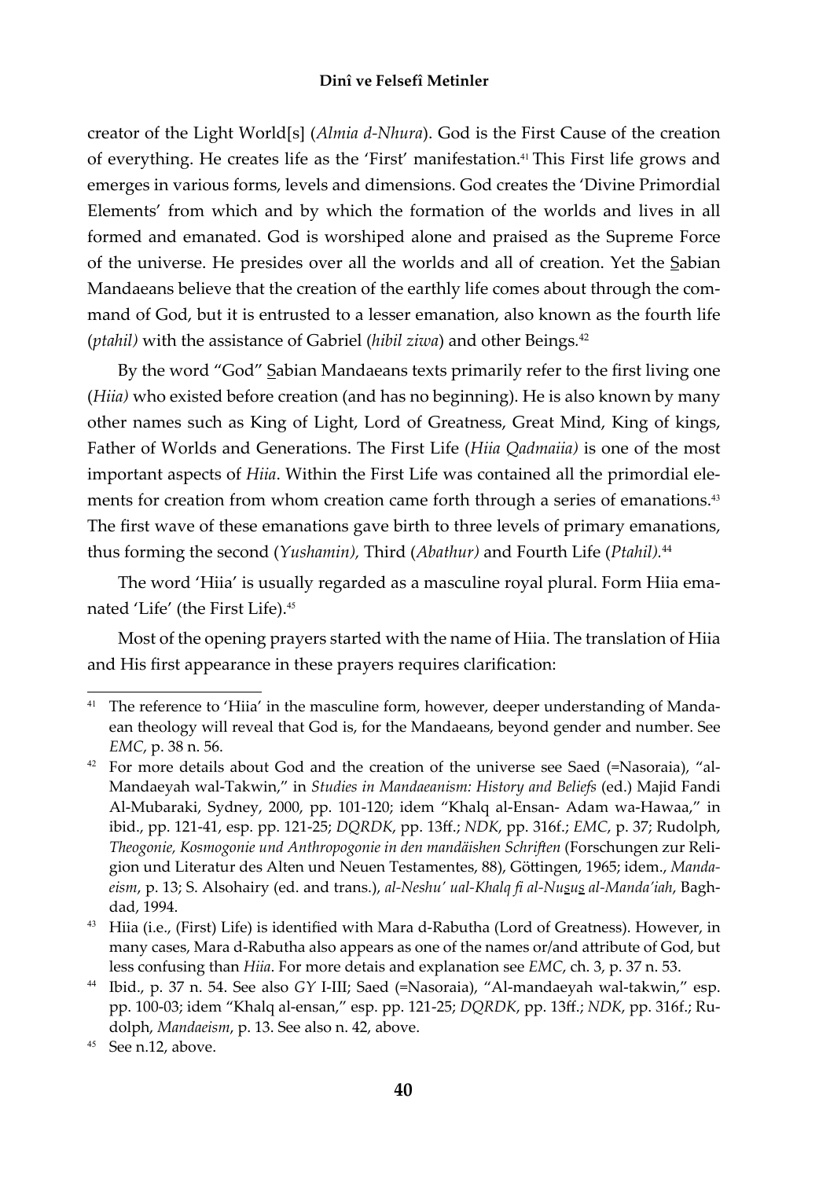creator of the Light World[s] (*Almia d-Nhura*). God is the First Cause of the creation of everything. He creates life as the 'First' manifestation.[41] This First life grows and emerges in various forms, levels and dimensions. God creates the 'Divine Primordial Elements' from which and by which the formation of the worlds and lives in all formed and emanated. God is worshiped alone and praised as the Supreme Force of the universe. He presides over all the worlds and all of creation. Yet the S̲abian Mandaeans believe that the creation of the earthly life comes about through the command of God, but it is entrusted to a lesser emanation, also known as the fourth life (*ptahil)* with the assistance of Gabriel (*hibil ziwa*) and other Beings.[42]

By the word "God" S̲abian Mandaeans texts primarily refer to the first living one (*Hiia)* who existed before creation (and has no beginning). He is also known by many other names such as King of Light, Lord of Greatness, Great Mind, King of kings, Father of Worlds and Generations. The First Life (*Hiia Qadmaiia)* is one of the most important aspects of *Hiia*. Within the First Life was contained all the primordial elements for creation from whom creation came forth through a series of emanations.[43] The first wave of these emanations gave birth to three levels of primary emanations, thus forming the second (*Yushamin),* Third (*Abathur)* and Fourth Life (*Ptahil).*[44]

The word 'Hiia' is usually regarded as a masculine royal plural. Form Hiia emanated 'Life' (the First Life).[45]

Most of the opening prayers started with the name of Hiia. The translation of Hiia and His first appearance in these prayers requires clarification:

---

[41] The reference to 'Hiia' in the masculine form, however, deeper understanding of Mandaean theology will reveal that God is, for the Mandaeans, beyond gender and number. See *EMC*, p. 38 n. 56.

[42] For more details about God and the creation of the universe see Saed (=Nasoraia), "al-Mandaeyah wal-Takwin," in *Studies in Mandaeanism: History and Beliefs* (ed.) Majid Fandi Al-Mubaraki, Sydney, 2000, pp. 101-120; idem "Khalq al-Ensan- Adam wa-Hawaa," in ibid., pp. 121-41, esp. pp. 121-25; *DQRDK*, pp. 13ff.; *NDK*, pp. 316f.; *EMC*, p. 37; Rudolph, *Theogonie, Kosmogonie und Anthropogonie in den mandäishen Schriften* (Forschungen zur Religion und Literatur des Alten und Neuen Testamentes, 88), Göttingen, 1965; idem., *Mandaeism*, p. 13; S. Alsohairy (ed. and trans.), *al-Neshu' ual-Khalq fi al-Nus̲us̲ al-Manda'iah*, Baghdad, 1994.

[43] Hiia (i.e., (First) Life) is identified with Mara d-Rabutha (Lord of Greatness). However, in many cases, Mara d-Rabutha also appears as one of the names or/and attribute of God, but less confusing than *Hiia*. For more detais and explanation see *EMC*, ch. 3, p. 37 n. 53.

[44] Ibid., p. 37 n. 54. See also *GY* I-III; Saed (=Nasoraia), "Al-mandaeyah wal-takwin," esp. pp. 100-03; idem "Khalq al-ensan," esp. pp. 121-25; *DQRDK*, pp. 13ff.; *NDK*, pp. 316f.; Rudolph, *Mandaeism*, p. 13. See also n. 42, above.

[45] See n.12, above.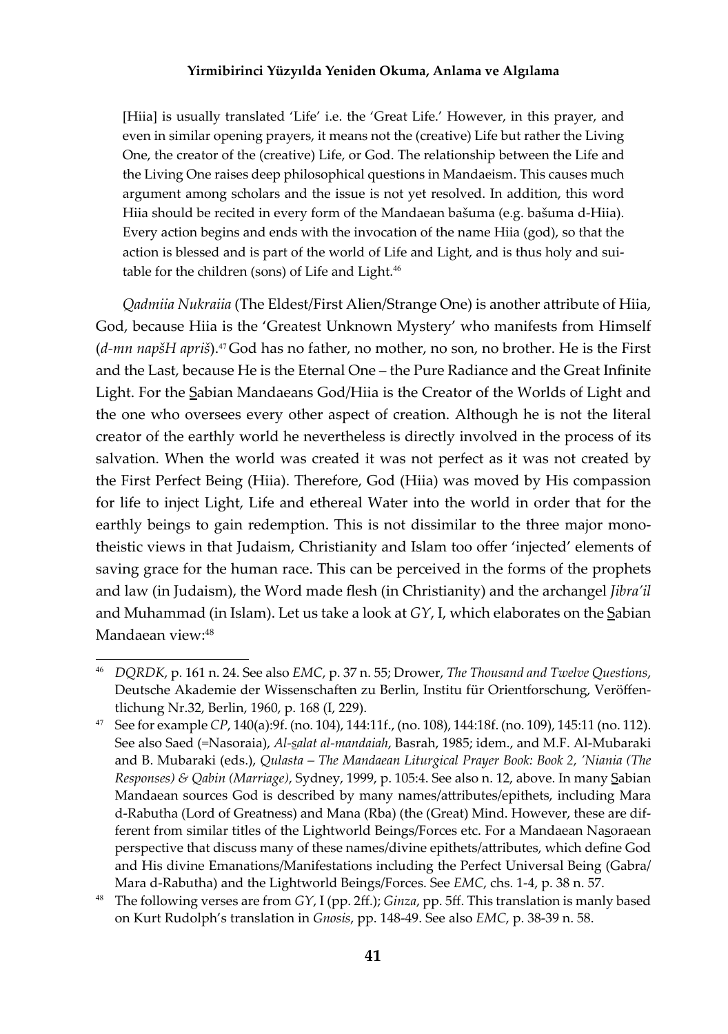> [Hiia] is usually translated 'Life' i.e. the 'Great Life.' However, in this prayer, and even in similar opening prayers, it means not the (creative) Life but rather the Living One, the creator of the (creative) Life, or God. The relationship between the Life and the Living One raises deep philosophical questions in Mandaeism. This causes much argument among scholars and the issue is not yet resolved. In addition, this word Hiia should be recited in every form of the Mandaean bašuma (e.g. bašuma d-Hiia). Every action begins and ends with the invocation of the name Hiia (god), so that the action is blessed and is part of the world of Life and Light, and is thus holy and suitable for the children (sons) of Life and Light.[46]

*Qadmiia Nukraiia* (The Eldest/First Alien/Strange One) is another attribute of Hiia, God, because Hiia is the 'Greatest Unknown Mystery' who manifests from Himself (*d-mn napšH apriš*).[47] God has no father, no mother, no son, no brother. He is the First and the Last, because He is the Eternal One – the Pure Radiance and the Great Infinite Light. For the S̱abian Mandaeans God/Hiia is the Creator of the Worlds of Light and the one who oversees every other aspect of creation. Although he is not the literal creator of the earthly world he nevertheless is directly involved in the process of its salvation. When the world was created it was not perfect as it was not created by the First Perfect Being (Hiia). Therefore, God (Hiia) was moved by His compassion for life to inject Light, Life and ethereal Water into the world in order that for the earthly beings to gain redemption. This is not dissimilar to the three major monotheistic views in that Judaism, Christianity and Islam too offer 'injected' elements of saving grace for the human race. This can be perceived in the forms of the prophets and law (in Judaism), the Word made flesh (in Christianity) and the archangel *Jibra'il* and Muhammad (in Islam). Let us take a look at *GY*, I, which elaborates on the S̱abian Mandaean view:[48]

---

[46] *DQRDK*, p. 161 n. 24. See also *EMC*, p. 37 n. 55; Drower, *The Thousand and Twelve Questions*, Deutsche Akademie der Wissenschaften zu Berlin, Institu für Orientforschung, Veröffentlichung Nr.32, Berlin, 1960, p. 168 (I, 229).

[47] See for example *CP*, 140(a):9f. (no. 104), 144:11f., (no. 108), 144:18f. (no. 109), 145:11 (no. 112). See also Saed (=Nasoraia), *Al-s̱alat al-mandaiah*, Basrah, 1985; idem., and M.F. Al-Mubaraki and B. Mubaraki (eds.), *Qulasta – The Mandaean Liturgical Prayer Book: Book 2, 'Niania (The Responses) & Qabin (Marriage)*, Sydney, 1999, p. 105:4. See also n. 12, above. In many S̱abian Mandaean sources God is described by many names/attributes/epithets, including Mara d-Rabutha (Lord of Greatness) and Mana (Rba) (the (Great) Mind. However, these are different from similar titles of the Lightworld Beings/Forces etc. For a Mandaean Nas̱oraean perspective that discuss many of these names/divine epithets/attributes, which define God and His divine Emanations/Manifestations including the Perfect Universal Being (Gabra/Mara d-Rabutha) and the Lightworld Beings/Forces. See *EMC*, chs. 1-4, p. 38 n. 57.

[48] The following verses are from *GY*, I (pp. 2ff.); *Ginza*, pp. 5ff. This translation is manly based on Kurt Rudolph's translation in *Gnosis*, pp. 148-49. See also *EMC*, p. 38-39 n. 58.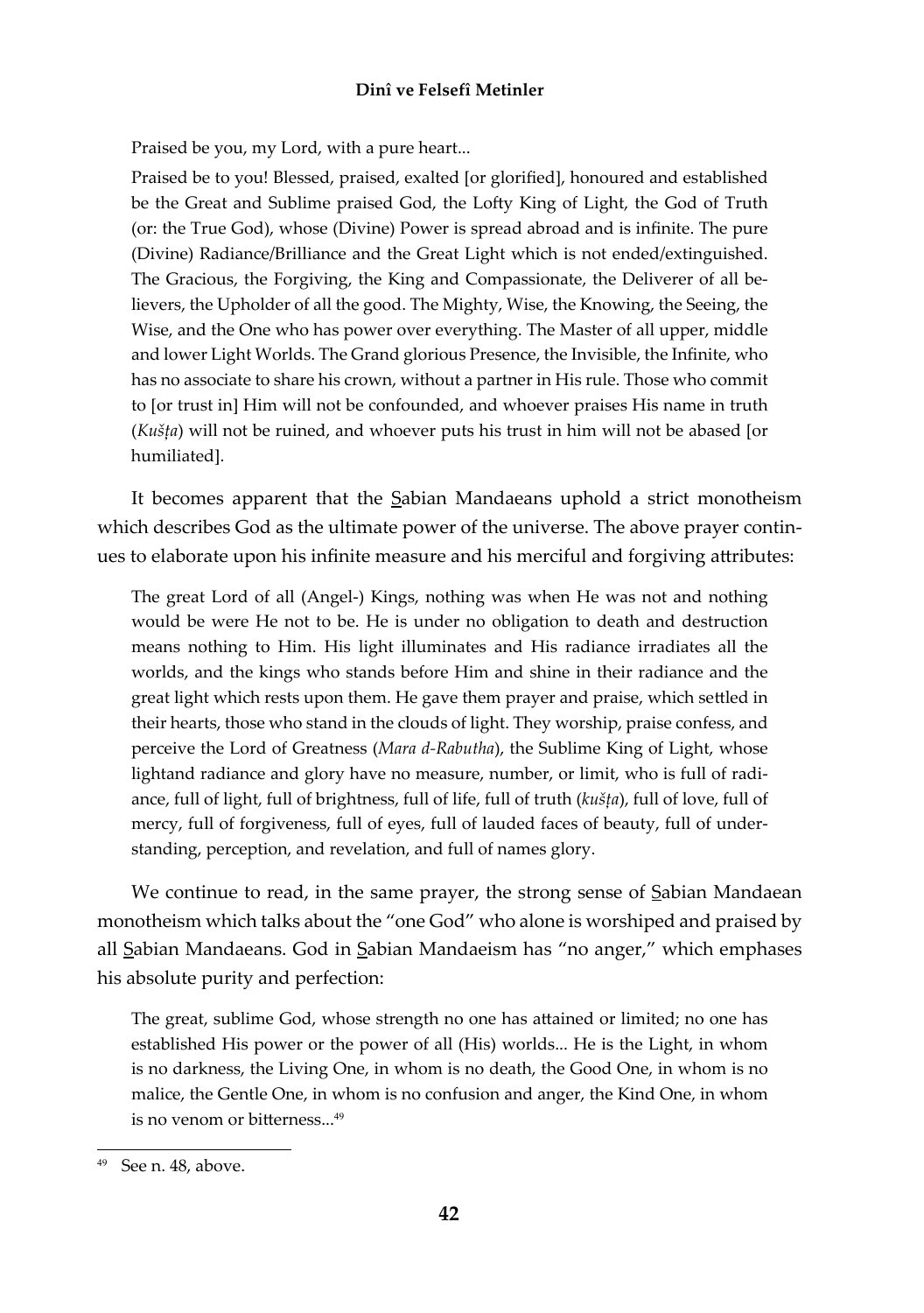> Praised be you, my Lord, with a pure heart...
>
> Praised be to you! Blessed, praised, exalted [or glorified], honoured and established be the Great and Sublime praised God, the Lofty King of Light, the God of Truth (or: the True God), whose (Divine) Power is spread abroad and is infinite. The pure (Divine) Radiance/Brilliance and the Great Light which is not ended/extinguished. The Gracious, the Forgiving, the King and Compassionate, the Deliverer of all believers, the Upholder of all the good. The Mighty, Wise, the Knowing, the Seeing, the Wise, and the One who has power over everything. The Master of all upper, middle and lower Light Worlds. The Grand glorious Presence, the Invisible, the Infinite, who has no associate to share his crown, without a partner in His rule. Those who commit to [or trust in] Him will not be confounded, and whoever praises His name in truth (*Kušṭa*) will not be ruined, and whoever puts his trust in him will not be abased [or humiliated].

It becomes apparent that the S̲abian Mandaeans uphold a strict monotheism which describes God as the ultimate power of the universe. The above prayer continues to elaborate upon his infinite measure and his merciful and forgiving attributes:

> The great Lord of all (Angel-) Kings, nothing was when He was not and nothing would be were He not to be. He is under no obligation to death and destruction means nothing to Him. His light illuminates and His radiance irradiates all the worlds, and the kings who stands before Him and shine in their radiance and the great light which rests upon them. He gave them prayer and praise, which settled in their hearts, those who stand in the clouds of light. They worship, praise confess, and perceive the Lord of Greatness (*Mara d-Rabutha*), the Sublime King of Light, whose lightand radiance and glory have no measure, number, or limit, who is full of radiance, full of light, full of brightness, full of life, full of truth (*kušṭa*), full of love, full of mercy, full of forgiveness, full of eyes, full of lauded faces of beauty, full of understanding, perception, and revelation, and full of names glory.

We continue to read, in the same prayer, the strong sense of S̲abian Mandaean monotheism which talks about the "one God" who alone is worshiped and praised by all S̲abian Mandaeans. God in S̲abian Mandaeism has "no anger," which emphases his absolute purity and perfection:

> The great, sublime God, whose strength no one has attained or limited; no one has established His power or the power of all (His) worlds... He is the Light, in whom is no darkness, the Living One, in whom is no death, the Good One, in whom is no malice, the Gentle One, in whom is no confusion and anger, the Kind One, in whom is no venom or bitterness...[49]

[49] See n. 48, above.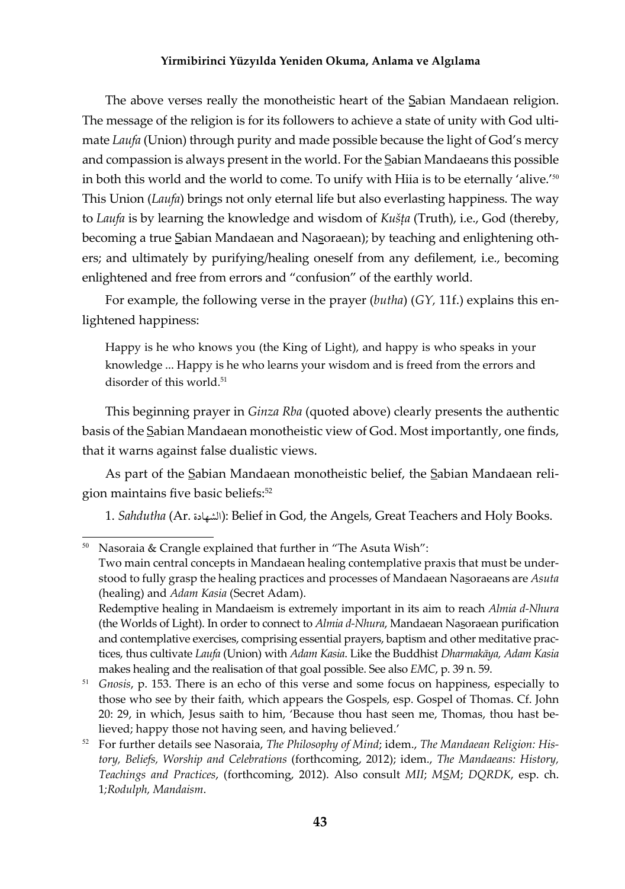The above verses really the monotheistic heart of the S̲abian Mandaean religion. The message of the religion is for its followers to achieve a state of unity with God ultimate *Laufa* (Union) through purity and made possible because the light of God's mercy and compassion is always present in the world. For the S̲abian Mandaeans this possible in both this world and the world to come. To unify with Hiia is to be eternally 'alive.'[50] This Union (*Laufa*) brings not only eternal life but also everlasting happiness. The way to *Laufa* is by learning the knowledge and wisdom of *Kušṭa* (Truth), i.e., God (thereby, becoming a true S̲abian Mandaean and Nas̲oraean); by teaching and enlightening others; and ultimately by purifying/healing oneself from any defilement, i.e., becoming enlightened and free from errors and "confusion" of the earthly world.

For example, the following verse in the prayer (*butha*) (*GY,* 11f.) explains this enlightened happiness:

> Happy is he who knows you (the King of Light), and happy is who speaks in your knowledge ... Happy is he who learns your wisdom and is freed from the errors and disorder of this world.[51]

This beginning prayer in *Ginza Rba* (quoted above) clearly presents the authentic basis of the S̲abian Mandaean monotheistic view of God. Most importantly, one finds, that it warns against false dualistic views.

As part of the S̲abian Mandaean monotheistic belief, the S̲abian Mandaean religion maintains five basic beliefs:[52]

1. *Sahdutha* (Ar. الشهادة): Belief in God, the Angels, Great Teachers and Holy Books.

---

[50] Nasoraia & Crangle explained that further in "The Asuta Wish":
Two main central concepts in Mandaean healing contemplative praxis that must be understood to fully grasp the healing practices and processes of Mandaean Nas̲oraeans are *Asuta* (healing) and *Adam Kasia* (Secret Adam).
Redemptive healing in Mandaeism is extremely important in its aim to reach *Almia d-Nhura* (the Worlds of Light). In order to connect to *Almia d-Nhura*, Mandaean Nas̲oraean purification and contemplative exercises, comprising essential prayers, baptism and other meditative practices, thus cultivate *Laufa* (Union) with *Adam Kasia*. Like the Buddhist *Dharmakāya, Adam Kasia* makes healing and the realisation of that goal possible. See also *EMC*, p. 39 n. 59.

[51] *Gnosis*, p. 153. There is an echo of this verse and some focus on happiness, especially to those who see by their faith, which appears the Gospels, esp. Gospel of Thomas. Cf. John 20: 29, in which, Jesus saith to him, 'Because thou hast seen me, Thomas, thou hast believed; happy those not having seen, and having believed.'

[52] For further details see Nasoraia, *The Philosophy of Mind*; idem., *The Mandaean Religion: History, Beliefs, Worship and Celebrations* (forthcoming, 2012); idem., *The Mandaeans: History, Teachings and Practices*, (forthcoming, 2012). Also consult *MII*; *MS̲M*; *DQRDK*, esp. ch. 1;*Rodulph, Mandaism*.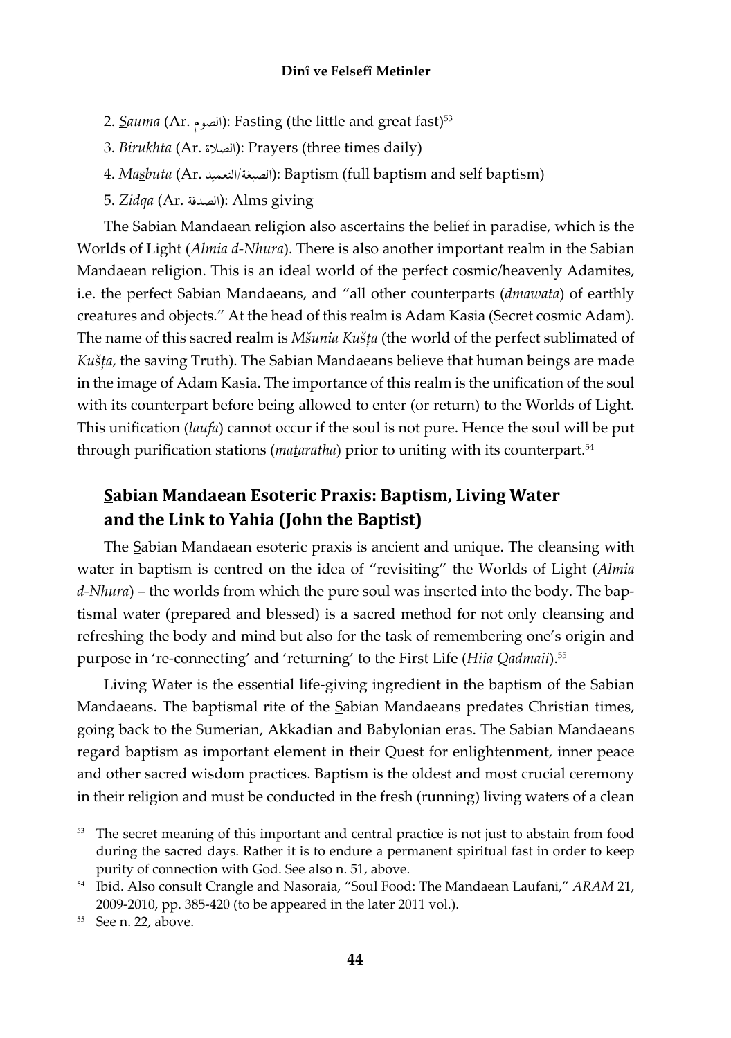2. *S̲auma* (Ar. الصوم): Fasting (the little and great fast)[53]

3. *Birukhta* (Ar. الصلاة): Prayers (three times daily)

4. *Mas̲buta* (Ar. الصبغة/التعميد): Baptism (full baptism and self baptism)

5. *Zidqa* (Ar. الصدقة): Alms giving

The S̲abian Mandaean religion also ascertains the belief in paradise, which is the Worlds of Light (*Almia d-Nhura*). There is also another important realm in the S̲abian Mandaean religion. This is an ideal world of the perfect cosmic/heavenly Adamites, i.e. the perfect S̲abian Mandaeans, and "all other counterparts (*dmawata*) of earthly creatures and objects." At the head of this realm is Adam Kasia (Secret cosmic Adam). The name of this sacred realm is *Mšunia Kušṭa* (the world of the perfect sublimated of *Kušṭa*, the saving Truth). The S̲abian Mandaeans believe that human beings are made in the image of Adam Kasia. The importance of this realm is the unification of the soul with its counterpart before being allowed to enter (or return) to the Worlds of Light. This unification (*laufa*) cannot occur if the soul is not pure. Hence the soul will be put through purification stations (*maṯaratha*) prior to uniting with its counterpart.[54]

## S̲abian Mandaean Esoteric Praxis: Baptism, Living Water and the Link to Yahia (John the Baptist)

The S̲abian Mandaean esoteric praxis is ancient and unique. The cleansing with water in baptism is centred on the idea of "revisiting" the Worlds of Light (*Almia d-Nhura*) – the worlds from which the pure soul was inserted into the body. The baptismal water (prepared and blessed) is a sacred method for not only cleansing and refreshing the body and mind but also for the task of remembering one's origin and purpose in 're-connecting' and 'returning' to the First Life (*Hiia Qadmaii*).[55]

Living Water is the essential life-giving ingredient in the baptism of the S̲abian Mandaeans. The baptismal rite of the S̲abian Mandaeans predates Christian times, going back to the Sumerian, Akkadian and Babylonian eras. The S̲abian Mandaeans regard baptism as important element in their Quest for enlightenment, inner peace and other sacred wisdom practices. Baptism is the oldest and most crucial ceremony in their religion and must be conducted in the fresh (running) living waters of a clean

---

[53] The secret meaning of this important and central practice is not just to abstain from food during the sacred days. Rather it is to endure a permanent spiritual fast in order to keep purity of connection with God. See also n. 51, above.

[54] Ibid. Also consult Crangle and Nasoraia, "Soul Food: The Mandaean Laufani," *ARAM* 21, 2009-2010, pp. 385-420 (to be appeared in the later 2011 vol.).

[55] See n. 22, above.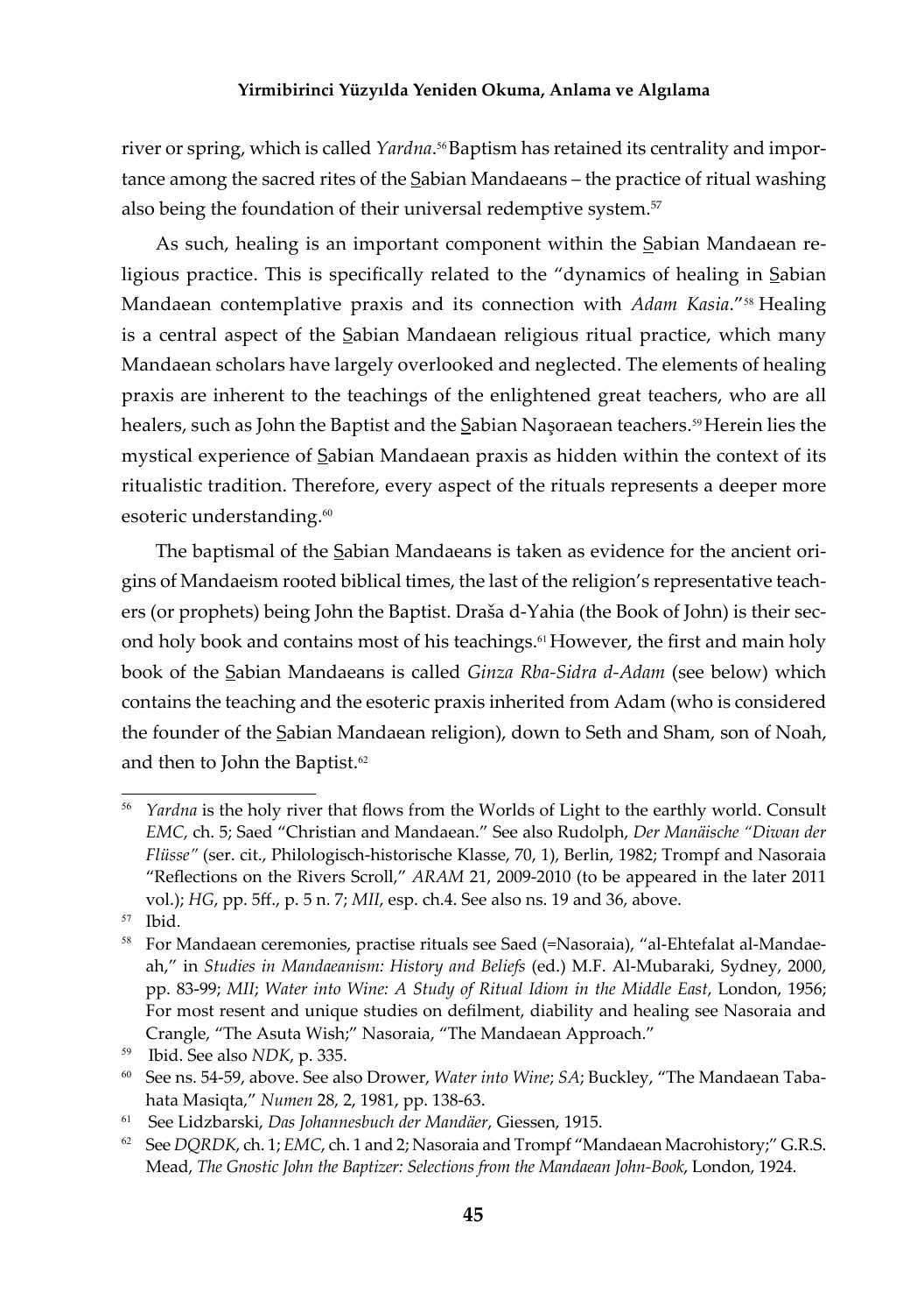river or spring, which is called *Yardna*.[56] Baptism has retained its centrality and importance among the sacred rites of the S̲abian Mandaeans – the practice of ritual washing also being the foundation of their universal redemptive system.[57]

As such, healing is an important component within the S̲abian Mandaean religious practice. This is specifically related to the "dynamics of healing in S̲abian Mandaean contemplative praxis and its connection with *Adam Kasia*."[58] Healing is a central aspect of the S̲abian Mandaean religious ritual practice, which many Mandaean scholars have largely overlooked and neglected. The elements of healing praxis are inherent to the teachings of the enlightened great teachers, who are all healers, such as John the Baptist and the S̲abian Naşoraean teachers.[59] Herein lies the mystical experience of S̲abian Mandaean praxis as hidden within the context of its ritualistic tradition. Therefore, every aspect of the rituals represents a deeper more esoteric understanding.[60]

The baptismal of the S̲abian Mandaeans is taken as evidence for the ancient origins of Mandaeism rooted biblical times, the last of the religion's representative teachers (or prophets) being John the Baptist. Draša d-Yahia (the Book of John) is their second holy book and contains most of his teachings.[61] However, the first and main holy book of the S̲abian Mandaeans is called *Ginza Rba-Sidra d-Adam* (see below) which contains the teaching and the esoteric praxis inherited from Adam (who is considered the founder of the S̲abian Mandaean religion), down to Seth and Sham, son of Noah, and then to John the Baptist.[62]

---

[56] *Yardna* is the holy river that flows from the Worlds of Light to the earthly world. Consult *EMC*, ch. 5; Saed "Christian and Mandaean." See also Rudolph, *Der Manäische "Diwan der Flüsse"* (ser. cit., Philologisch-historische Klasse, 70, 1), Berlin, 1982; Trompf and Nasoraia "Reflections on the Rivers Scroll," *ARAM* 21, 2009-2010 (to be appeared in the later 2011 vol.); *HG*, pp. 5ff., p. 5 n. 7; *MII*, esp. ch.4. See also ns. 19 and 36, above.

[57] Ibid.

[58] For Mandaean ceremonies, practise rituals see Saed (=Nasoraia), "al-Ehtefalat al-Mandaeah," in *Studies in Mandaeanism: History and Beliefs* (ed.) M.F. Al-Mubaraki, Sydney, 2000, pp. 83-99; *MII*; *Water into Wine: A Study of Ritual Idiom in the Middle East*, London, 1956; For most resent and unique studies on defilment, diability and healing see Nasoraia and Crangle, "The Asuta Wish;" Nasoraia, "The Mandaean Approach."

[59] Ibid. See also *NDK*, p. 335.

[60] See ns. 54-59, above. See also Drower, *Water into Wine*; *SA*; Buckley, "The Mandaean Tabahata Masiqta," *Numen* 28, 2, 1981, pp. 138-63.

[61] See Lidzbarski, *Das Johannesbuch der Mandäer*, Giessen, 1915.

[62] See *DQRDK*, ch. 1; *EMC*, ch. 1 and 2; Nasoraia and Trompf "Mandaean Macrohistory;" G.R.S. Mead, *The Gnostic John the Baptizer: Selections from the Mandaean John-Book*, London, 1924.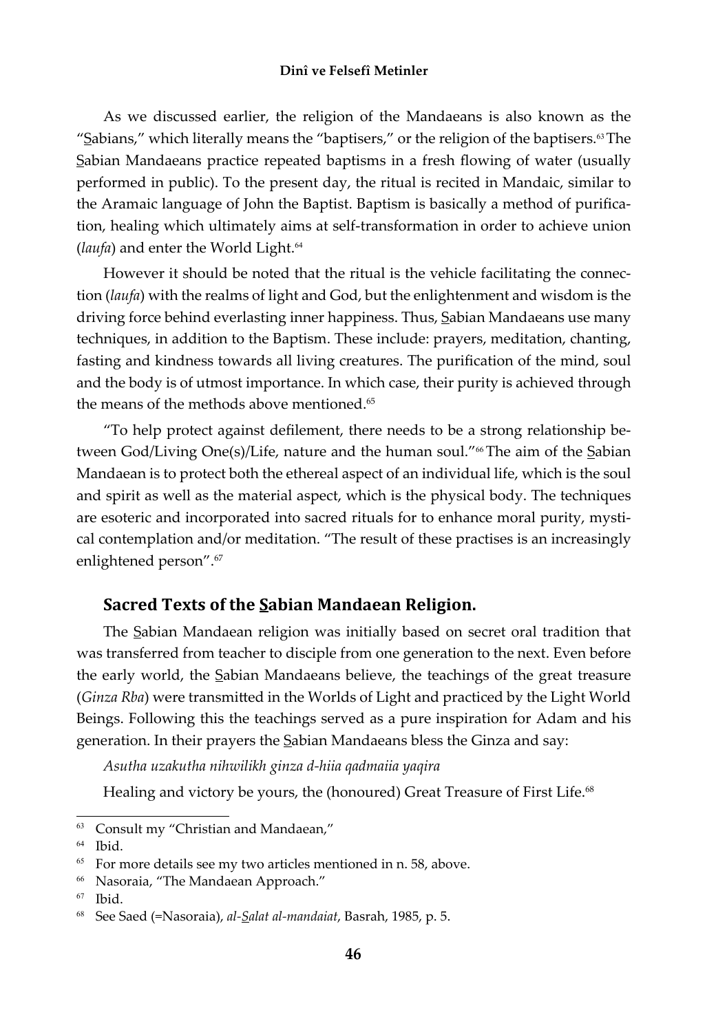As we discussed earlier, the religion of the Mandaeans is also known as the "Sabians," which literally means the "baptisers," or the religion of the baptisers.[63] The Sabian Mandaeans practice repeated baptisms in a fresh flowing of water (usually performed in public). To the present day, the ritual is recited in Mandaic, similar to the Aramaic language of John the Baptist. Baptism is basically a method of purification, healing which ultimately aims at self-transformation in order to achieve union (*laufa*) and enter the World Light.[64]

However it should be noted that the ritual is the vehicle facilitating the connection (*laufa*) with the realms of light and God, but the enlightenment and wisdom is the driving force behind everlasting inner happiness. Thus, Sabian Mandaeans use many techniques, in addition to the Baptism. These include: prayers, meditation, chanting, fasting and kindness towards all living creatures. The purification of the mind, soul and the body is of utmost importance. In which case, their purity is achieved through the means of the methods above mentioned.[65]

"To help protect against defilement, there needs to be a strong relationship between God/Living One(s)/Life, nature and the human soul."[66] The aim of the Sabian Mandaean is to protect both the ethereal aspect of an individual life, which is the soul and spirit as well as the material aspect, which is the physical body. The techniques are esoteric and incorporated into sacred rituals for to enhance moral purity, mystical contemplation and/or meditation. "The result of these practises is an increasingly enlightened person".[67]

## Sacred Texts of the Sabian Mandaean Religion.

The Sabian Mandaean religion was initially based on secret oral tradition that was transferred from teacher to disciple from one generation to the next. Even before the early world, the Sabian Mandaeans believe, the teachings of the great treasure (*Ginza Rba*) were transmitted in the Worlds of Light and practiced by the Light World Beings. Following this the teachings served as a pure inspiration for Adam and his generation. In their prayers the Sabian Mandaeans bless the Ginza and say:

*Asutha uzakutha nihwilikh ginza d-hiia qadmaiia yaqira*

Healing and victory be yours, the (honoured) Great Treasure of First Life.[68]

---

[63] Consult my "Christian and Mandaean,"

[64] Ibid.

[65] For more details see my two articles mentioned in n. 58, above.

[66] Nasoraia, "The Mandaean Approach."

[67] Ibid.

[68] See Saed (=Nasoraia), *al-Salat al-mandaiat*, Basrah, 1985, p. 5.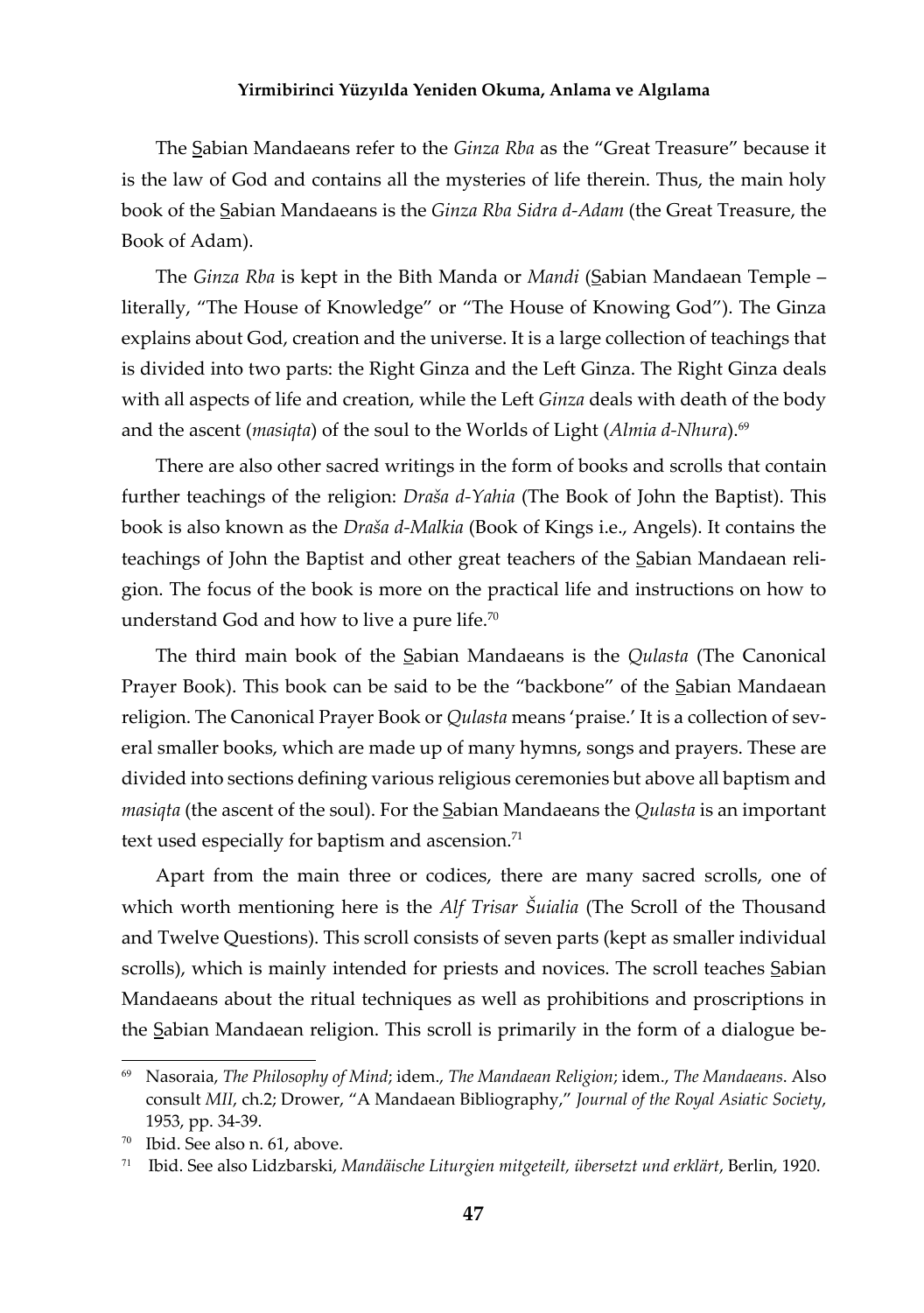The S̲abian Mandaeans refer to the *Ginza Rba* as the "Great Treasure" because it is the law of God and contains all the mysteries of life therein. Thus, the main holy book of the S̲abian Mandaeans is the *Ginza Rba Sidra d-Adam* (the Great Treasure, the Book of Adam).

The *Ginza Rba* is kept in the Bith Manda or *Mandi* (S̲abian Mandaean Temple – literally, "The House of Knowledge" or "The House of Knowing God"). The Ginza explains about God, creation and the universe. It is a large collection of teachings that is divided into two parts: the Right Ginza and the Left Ginza. The Right Ginza deals with all aspects of life and creation, while the Left *Ginza* deals with death of the body and the ascent (*masiqta*) of the soul to the Worlds of Light (*Almia d-Nhura*).[69]

There are also other sacred writings in the form of books and scrolls that contain further teachings of the religion: *Draša d-Yahia* (The Book of John the Baptist). This book is also known as the *Draša d-Malkia* (Book of Kings i.e., Angels). It contains the teachings of John the Baptist and other great teachers of the S̲abian Mandaean religion. The focus of the book is more on the practical life and instructions on how to understand God and how to live a pure life.[70]

The third main book of the S̲abian Mandaeans is the *Qulasta* (The Canonical Prayer Book). This book can be said to be the "backbone" of the S̲abian Mandaean religion. The Canonical Prayer Book or *Qulasta* means 'praise.' It is a collection of several smaller books, which are made up of many hymns, songs and prayers. These are divided into sections defining various religious ceremonies but above all baptism and *masiqta* (the ascent of the soul). For the S̲abian Mandaeans the *Qulasta* is an important text used especially for baptism and ascension.[71]

Apart from the main three or codices, there are many sacred scrolls, one of which worth mentioning here is the *Alf Trisar Šuialia* (The Scroll of the Thousand and Twelve Questions). This scroll consists of seven parts (kept as smaller individual scrolls), which is mainly intended for priests and novices. The scroll teaches S̲abian Mandaeans about the ritual techniques as well as prohibitions and proscriptions in the S̲abian Mandaean religion. This scroll is primarily in the form of a dialogue be-

---

[69] Nasoraia, *The Philosophy of Mind*; idem., *The Mandaean Religion*; idem., *The Mandaeans*. Also consult *MII*, ch.2; Drower, "A Mandaean Bibliography," *Journal of the Royal Asiatic Society*, 1953, pp. 34-39.

[70] Ibid. See also n. 61, above.

[71] Ibid. See also Lidzbarski, *Mandäische Liturgien mitgeteilt, übersetzt und erklärt*, Berlin, 1920.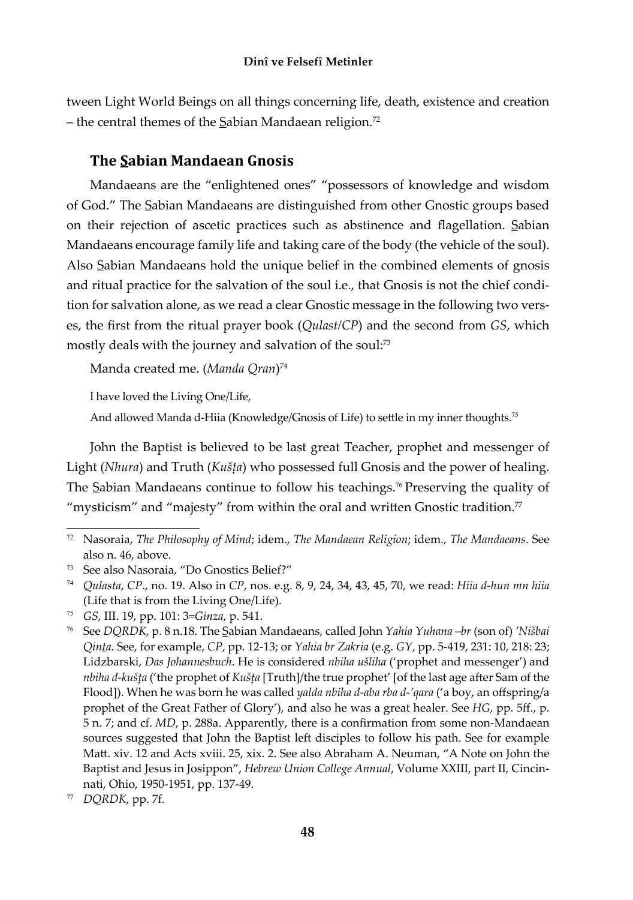tween Light World Beings on all things concerning life, death, existence and creation – the central themes of the S̲abian Mandaean religion.[72]

## The S̲abian Mandaean Gnosis

Mandaeans are the "enlightened ones" "possessors of knowledge and wisdom of God." The S̲abian Mandaeans are distinguished from other Gnostic groups based on their rejection of ascetic practices such as abstinence and flagellation. S̲abian Mandaeans encourage family life and taking care of the body (the vehicle of the soul). Also S̲abian Mandaeans hold the unique belief in the combined elements of gnosis and ritual practice for the salvation of the soul i.e., that Gnosis is not the chief condition for salvation alone, as we read a clear Gnostic message in the following two verses, the first from the ritual prayer book (*Qulast*/*CP*) and the second from *GS*, which mostly deals with the journey and salvation of the soul:[73]

Manda created me. (*Manda Qran*)[74]

I have loved the Living One/Life,

And allowed Manda d-Hiia (Knowledge/Gnosis of Life) to settle in my inner thoughts.[75]

John the Baptist is believed to be last great Teacher, prophet and messenger of Light (*Nhura*) and Truth (*Kušṭa*) who possessed full Gnosis and the power of healing. The S̲abian Mandaeans continue to follow his teachings.[76] Preserving the quality of "mysticism" and "majesty" from within the oral and written Gnostic tradition.[77]

---

[72] Nasoraia, *The Philosophy of Mind*; idem., *The Mandaean Religion*; idem., *The Mandaeans*. See also n. 46, above.

[73] See also Nasoraia, "Do Gnostics Belief?"

[74] *Qulasta*, *CP*., no. 19. Also in *CP*, nos. e.g. 8, 9, 24, 34, 43, 45, 70, we read: *Hiia d-hun mn hiia* (Life that is from the Living One/Life).

[75] *GS*, III. 19, pp. 101: 3=*Ginza*, p. 541.

[76] See *DQRDK*, p. 8 n.18. The S̲abian Mandaeans, called John *Yahia Yuhana –br* (son of) *'Nišbai Qinṯa*. See, for example, *CP*, pp. 12-13; or *Yahia br Zakria* (e.g. *GY*, pp. 5-419, 231: 10, 218: 23; Lidzbarski, *Das Johannesbuch*. He is considered *nbiha ušliha* ('prophet and messenger') and *nbiha d-kušṭa* ('the prophet of *Kušṭa* [Truth]/the true prophet' [of the last age after Sam of the Flood]). When he was born he was called *yalda nbiha d-aba rba d-'qara* ('a boy, an offspring/a prophet of the Great Father of Glory'), and also he was a great healer. See *HG*, pp. 5ff., p. 5 n. 7; and cf. *MD*, p. 288a. Apparently, there is a confirmation from some non-Mandaean sources suggested that John the Baptist left disciples to follow his path. See for example Matt. xiv. 12 and Acts xviii. 25, xix. 2. See also Abraham A. Neuman, "A Note on John the Baptist and Jesus in Josippon", *Hebrew Union College Annual*, Volume XXIII, part II, Cincinnati, Ohio, 1950-1951, pp. 137-49.

[77] *DQRDK*, pp. 7f.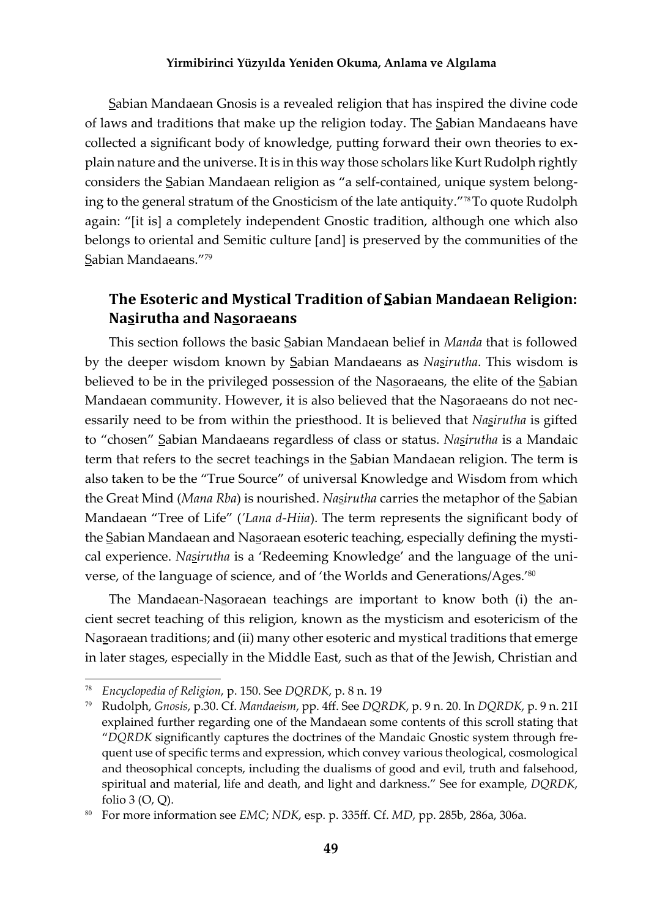Ṣabian Mandaean Gnosis is a revealed religion that has inspired the divine code of laws and traditions that make up the religion today. The Ṣabian Mandaeans have collected a significant body of knowledge, putting forward their own theories to explain nature and the universe. It is in this way those scholars like Kurt Rudolph rightly considers the Ṣabian Mandaean religion as "a self-contained, unique system belonging to the general stratum of the Gnosticism of the late antiquity."[78] To quote Rudolph again: "[it is] a completely independent Gnostic tradition, although one which also belongs to oriental and Semitic culture [and] is preserved by the communities of the Ṣabian Mandaeans."[79]

## The Esoteric and Mystical Tradition of Ṣabian Mandaean Religion: Naṣirutha and Naṣoraeans

This section follows the basic Ṣabian Mandaean belief in *Manda* that is followed by the deeper wisdom known by Ṣabian Mandaeans as *Naṣirutha*. This wisdom is believed to be in the privileged possession of the Naṣoraeans, the elite of the Ṣabian Mandaean community. However, it is also believed that the Naṣoraeans do not necessarily need to be from within the priesthood. It is believed that *Naṣirutha* is gifted to "chosen" Ṣabian Mandaeans regardless of class or status. *Naṣirutha* is a Mandaic term that refers to the secret teachings in the Ṣabian Mandaean religion. The term is also taken to be the "True Source" of universal Knowledge and Wisdom from which the Great Mind (*Mana Rba*) is nourished. *Naṣirutha* carries the metaphor of the Ṣabian Mandaean "Tree of Life" (*'Lana d-Hiia*). The term represents the significant body of the Ṣabian Mandaean and Naṣoraean esoteric teaching, especially defining the mystical experience. *Naṣirutha* is a 'Redeeming Knowledge' and the language of the universe, of the language of science, and of 'the Worlds and Generations/Ages.'[80]

The Mandaean-Naṣoraean teachings are important to know both (i) the ancient secret teaching of this religion, known as the mysticism and esotericism of the Naṣoraean traditions; and (ii) many other esoteric and mystical traditions that emerge in later stages, especially in the Middle East, such as that of the Jewish, Christian and

---

[78] *Encyclopedia of Religion*, p. 150. See *DQRDK*, p. 8 n. 19

[79] Rudolph, *Gnosis*, p.30. Cf. *Mandaeism*, pp. 4ff. See *DQRDK*, p. 9 n. 20. In *DQRDK*, p. 9 n. 21I explained further regarding one of the Mandaean some contents of this scroll stating that "*DQRDK* significantly captures the doctrines of the Mandaic Gnostic system through frequent use of specific terms and expression, which convey various theological, cosmological and theosophical concepts, including the dualisms of good and evil, truth and falsehood, spiritual and material, life and death, and light and darkness." See for example, *DQRDK*, folio 3 (O, Q).

[80] For more information see *EMC*; *NDK*, esp. p. 335ff. Cf. *MD*, pp. 285b, 286a, 306a.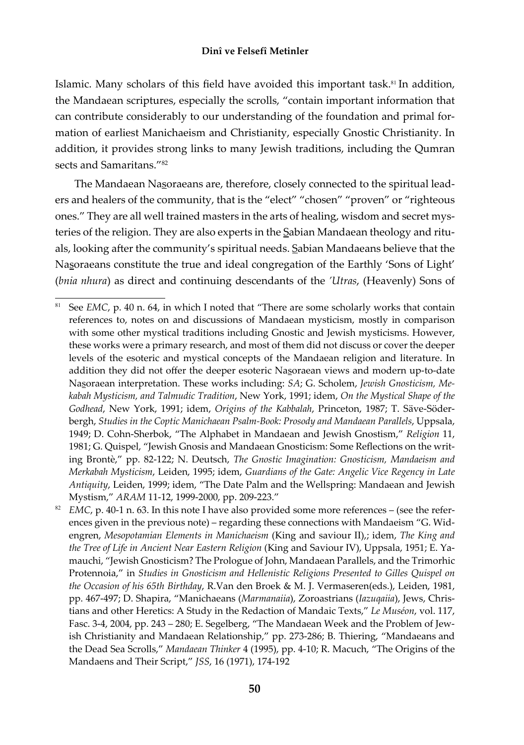Islamic. Many scholars of this field have avoided this important task.[81] In addition, the Mandaean scriptures, especially the scrolls, "contain important information that can contribute considerably to our understanding of the foundation and primal formation of earliest Manichaeism and Christianity, especially Gnostic Christianity. In addition, it provides strong links to many Jewish traditions, including the Qumran sects and Samaritans."[82]

The Mandaean Naṣoraeans are, therefore, closely connected to the spiritual leaders and healers of the community, that is the "elect" "chosen" "proven" or "righteous ones." They are all well trained masters in the arts of healing, wisdom and secret mysteries of the religion. They are also experts in the Ṣabian Mandaean theology and rituals, looking after the community's spiritual needs. Ṣabian Mandaeans believe that the Naṣoraeans constitute the true and ideal congregation of the Earthly 'Sons of Light' (*bnia nhura*) as direct and continuing descendants of the *'Utras*, (Heavenly) Sons of

---

[81] See *EMC*, p. 40 n. 64, in which I noted that "There are some scholarly works that contain references to, notes on and discussions of Mandaean mysticism, mostly in comparison with some other mystical traditions including Gnostic and Jewish mysticisms. However, these works were a primary research, and most of them did not discuss or cover the deeper levels of the esoteric and mystical concepts of the Mandaean religion and literature. In addition they did not offer the deeper esoteric Naṣoraean views and modern up-to-date Naṣoraean interpretation. These works including: *SA*; G. Scholem, *Jewish Gnosticism, Mekabah Mysticism, and Talmudic Tradition*, New York, 1991; idem, *On the Mystical Shape of the Godhead*, New York, 1991; idem, *Origins of the Kabbalah*, Princeton, 1987; T. Säve-Söderbergh, *Studies in the Coptic Manichaean Psalm-Book: Prosody and Mandaean Parallels*, Uppsala, 1949; D. Cohn-Sherbok, "The Alphabet in Mandaean and Jewish Gnostism," *Religion* 11, 1981; G. Quispel, "Jewish Gnosis and Mandaean Gnosticism: Some Reflections on the writing Brontè," pp. 82-122; N. Deutsch, *The Gnostic Imagination: Gnosticism, Mandaeism and Merkabah Mysticism*, Leiden, 1995; idem, *Guardians of the Gate: Angelic Vice Regency in Late Antiquity*, Leiden, 1999; idem, "The Date Palm and the Wellspring: Mandaean and Jewish Mystism," *ARAM* 11-12, 1999-2000, pp. 209-223."

[82] *EMC*, p. 40-1 n. 63. In this note I have also provided some more references – (see the references given in the previous note) – regarding these connections with Mandaeism "G. Widengren, *Mesopotamian Elements in Manichaeism* (King and saviour II),; idem, *The King and the Tree of Life in Ancient Near Eastern Religion* (King and Saviour IV), Uppsala, 1951; E. Yamauchi, "Jewish Gnosticism? The Prologue of John, Mandaean Parallels, and the Trimorhic Protennoia," in *Studies in Gnosticism and Hellenistic Religions Presented to Gilles Quispel on the Occasion of his 65th Birthday*, R.Van den Broek & M. J. Vermaseren(eds.), Leiden, 1981, pp. 467-497; D. Shapira, "Manichaeans (*Marmanaiia*), Zoroastrians (*Iazuqaiia*), Jews, Christians and other Heretics: A Study in the Redaction of Mandaic Texts," *Le Muséon*, vol. 117, Fasc. 3-4, 2004, pp. 243 – 280; E. Segelberg, "The Mandaean Week and the Problem of Jewish Christianity and Mandaean Relationship," pp. 273-286; B. Thiering, "Mandaeans and the Dead Sea Scrolls," *Mandaean Thinker* 4 (1995), pp. 4-10; R. Macuch, "The Origins of the Mandaens and Their Script," *JSS*, 16 (1971), 174-192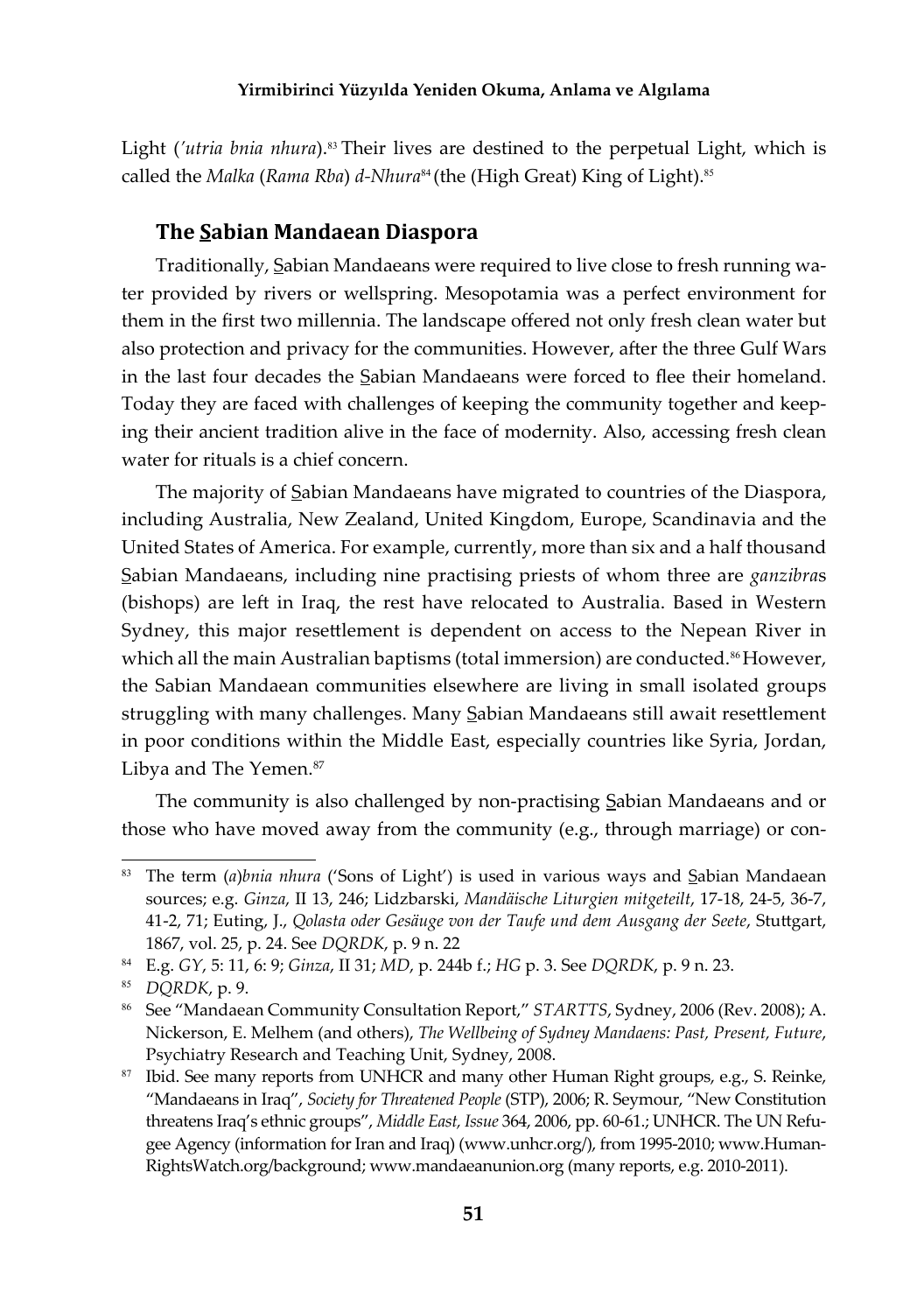Light (*'utria bnia nhura*).[83] Their lives are destined to the perpetual Light, which is called the *Malka* (*Rama Rba*) *d-Nhura*[84] (the (High Great) King of Light).[85]

## The S̲abian Mandaean Diaspora

Traditionally, S̲abian Mandaeans were required to live close to fresh running water provided by rivers or wellspring. Mesopotamia was a perfect environment for them in the first two millennia. The landscape offered not only fresh clean water but also protection and privacy for the communities. However, after the three Gulf Wars in the last four decades the S̲abian Mandaeans were forced to flee their homeland. Today they are faced with challenges of keeping the community together and keeping their ancient tradition alive in the face of modernity. Also, accessing fresh clean water for rituals is a chief concern.

The majority of S̲abian Mandaeans have migrated to countries of the Diaspora, including Australia, New Zealand, United Kingdom, Europe, Scandinavia and the United States of America. For example, currently, more than six and a half thousand S̲abian Mandaeans, including nine practising priests of whom three are *ganzibra*s (bishops) are left in Iraq, the rest have relocated to Australia. Based in Western Sydney, this major resettlement is dependent on access to the Nepean River in which all the main Australian baptisms (total immersion) are conducted.[86] However, the Sabian Mandaean communities elsewhere are living in small isolated groups struggling with many challenges. Many S̲abian Mandaeans still await resettlement in poor conditions within the Middle East, especially countries like Syria, Jordan, Libya and The Yemen.[87]

The community is also challenged by non-practising S̲abian Mandaeans and or those who have moved away from the community (e.g., through marriage) or con-

---

[83] The term (*a*)*bnia nhura* ('Sons of Light') is used in various ways and S̲abian Mandaean sources; e.g. *Ginza*, II 13, 246; Lidzbarski, *Mandäische Liturgien mitgeteilt*, 17-18, 24-5, 36-7, 41-2, 71; Euting, J., *Qolasta oder Gesäuge von der Taufe und dem Ausgang der Seete*, Stuttgart, 1867, vol. 25, p. 24. See *DQRDK*, p. 9 n. 22

[84] E.g. *GY*, 5: 11, 6: 9; *Ginza*, II 31; *MD*, p. 244b f.; *HG* p. 3. See *DQRDK*, p. 9 n. 23.

[85] *DQRDK*, p. 9.

[86] See "Mandaean Community Consultation Report," *STARTTS*, Sydney, 2006 (Rev. 2008); A. Nickerson, E. Melhem (and others), *The Wellbeing of Sydney Mandaens: Past, Present, Future*, Psychiatry Research and Teaching Unit, Sydney, 2008.

[87] Ibid. See many reports from UNHCR and many other Human Right groups, e.g., S. Reinke, "Mandaeans in Iraq", *Society for Threatened People* (STP), 2006; R. Seymour, "New Constitution threatens Iraq's ethnic groups", *Middle East, Issue* 364, 2006, pp. 60-61.; UNHCR. The UN Refugee Agency (information for Iran and Iraq) (www.unhcr.org/), from 1995-2010; www.HumanRightsWatch.org/background; www.mandaeanunion.org (many reports, e.g. 2010-2011).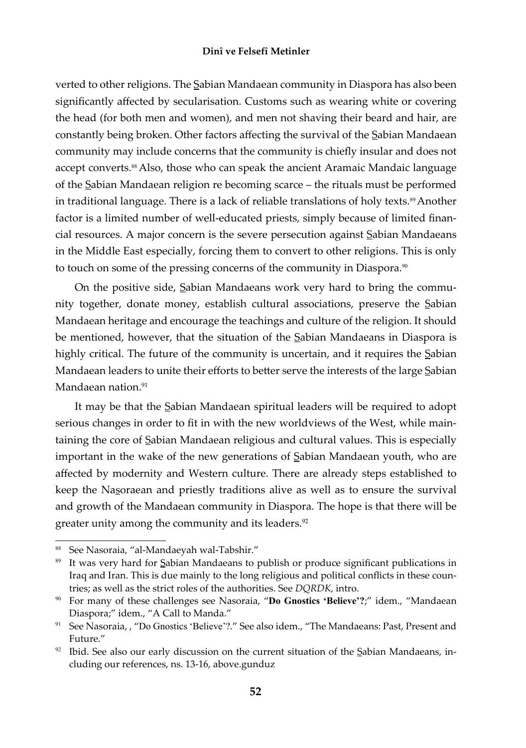verted to other religions. The Sabian Mandaean community in Diaspora has also been significantly affected by secularisation. Customs such as wearing white or covering the head (for both men and women), and men not shaving their beard and hair, are constantly being broken. Other factors affecting the survival of the Sabian Mandaean community may include concerns that the community is chiefly insular and does not accept converts.[88] Also, those who can speak the ancient Aramaic Mandaic language of the Sabian Mandaean religion re becoming scarce – the rituals must be performed in traditional language. There is a lack of reliable translations of holy texts.[89] Another factor is a limited number of well-educated priests, simply because of limited financial resources. A major concern is the severe persecution against Sabian Mandaeans in the Middle East especially, forcing them to convert to other religions. This is only to touch on some of the pressing concerns of the community in Diaspora.[90]

On the positive side, Sabian Mandaeans work very hard to bring the community together, donate money, establish cultural associations, preserve the Sabian Mandaean heritage and encourage the teachings and culture of the religion. It should be mentioned, however, that the situation of the Sabian Mandaeans in Diaspora is highly critical. The future of the community is uncertain, and it requires the Sabian Mandaean leaders to unite their efforts to better serve the interests of the large Sabian Mandaean nation.[91]

It may be that the Sabian Mandaean spiritual leaders will be required to adopt serious changes in order to fit in with the new worldviews of the West, while maintaining the core of Sabian Mandaean religious and cultural values. This is especially important in the wake of the new generations of Sabian Mandaean youth, who are affected by modernity and Western culture. There are already steps established to keep the Nasoraean and priestly traditions alive as well as to ensure the survival and growth of the Mandaean community in Diaspora. The hope is that there will be greater unity among the community and its leaders.[92]

---

[88] See Nasoraia, "al-Mandaeyah wal-Tabshir."

[89] It was very hard for Sabian Mandaeans to publish or produce significant publications in Iraq and Iran. This is due mainly to the long religious and political conflicts in these countries; as well as the strict roles of the authorities. See *DQRDK*, intro.

[90] For many of these challenges see Nasoraia, "**Do Gnostics 'Believe'?**;" idem., "Mandaean Diaspora;" idem., "A Call to Manda."

[91] See Nasoraia, , "Do Gnostics 'Believe'?." See also idem., "The Mandaeans: Past, Present and Future."

[92] Ibid. See also our early discussion on the current situation of the Sabian Mandaeans, including our references, ns. 13-16, above.gunduz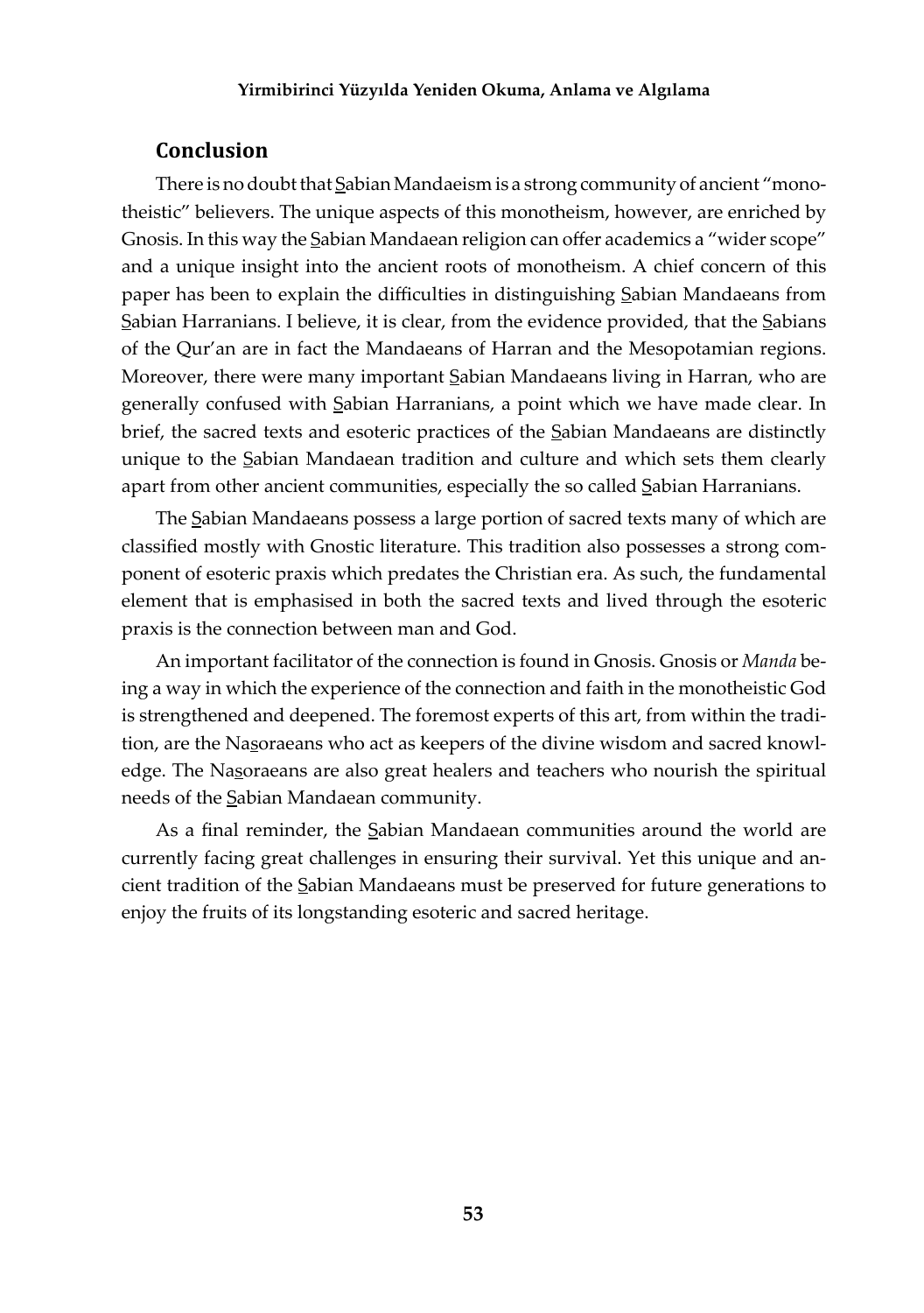## Conclusion

There is no doubt that Sabian Mandaeism is a strong community of ancient "monotheistic" believers. The unique aspects of this monotheism, however, are enriched by Gnosis. In this way the Sabian Mandaean religion can offer academics a "wider scope" and a unique insight into the ancient roots of monotheism. A chief concern of this paper has been to explain the difficulties in distinguishing Sabian Mandaeans from Sabian Harranians. I believe, it is clear, from the evidence provided, that the Sabians of the Qur'an are in fact the Mandaeans of Harran and the Mesopotamian regions. Moreover, there were many important Sabian Mandaeans living in Harran, who are generally confused with Sabian Harranians, a point which we have made clear. In brief, the sacred texts and esoteric practices of the Sabian Mandaeans are distinctly unique to the Sabian Mandaean tradition and culture and which sets them clearly apart from other ancient communities, especially the so called Sabian Harranians.

The Sabian Mandaeans possess a large portion of sacred texts many of which are classified mostly with Gnostic literature. This tradition also possesses a strong component of esoteric praxis which predates the Christian era. As such, the fundamental element that is emphasised in both the sacred texts and lived through the esoteric praxis is the connection between man and God.

An important facilitator of the connection is found in Gnosis. Gnosis or *Manda* being a way in which the experience of the connection and faith in the monotheistic God is strengthened and deepened. The foremost experts of this art, from within the tradition, are the Nasoraeans who act as keepers of the divine wisdom and sacred knowledge. The Nasoraeans are also great healers and teachers who nourish the spiritual needs of the Sabian Mandaean community.

As a final reminder, the Sabian Mandaean communities around the world are currently facing great challenges in ensuring their survival. Yet this unique and ancient tradition of the Sabian Mandaeans must be preserved for future generations to enjoy the fruits of its longstanding esoteric and sacred heritage.